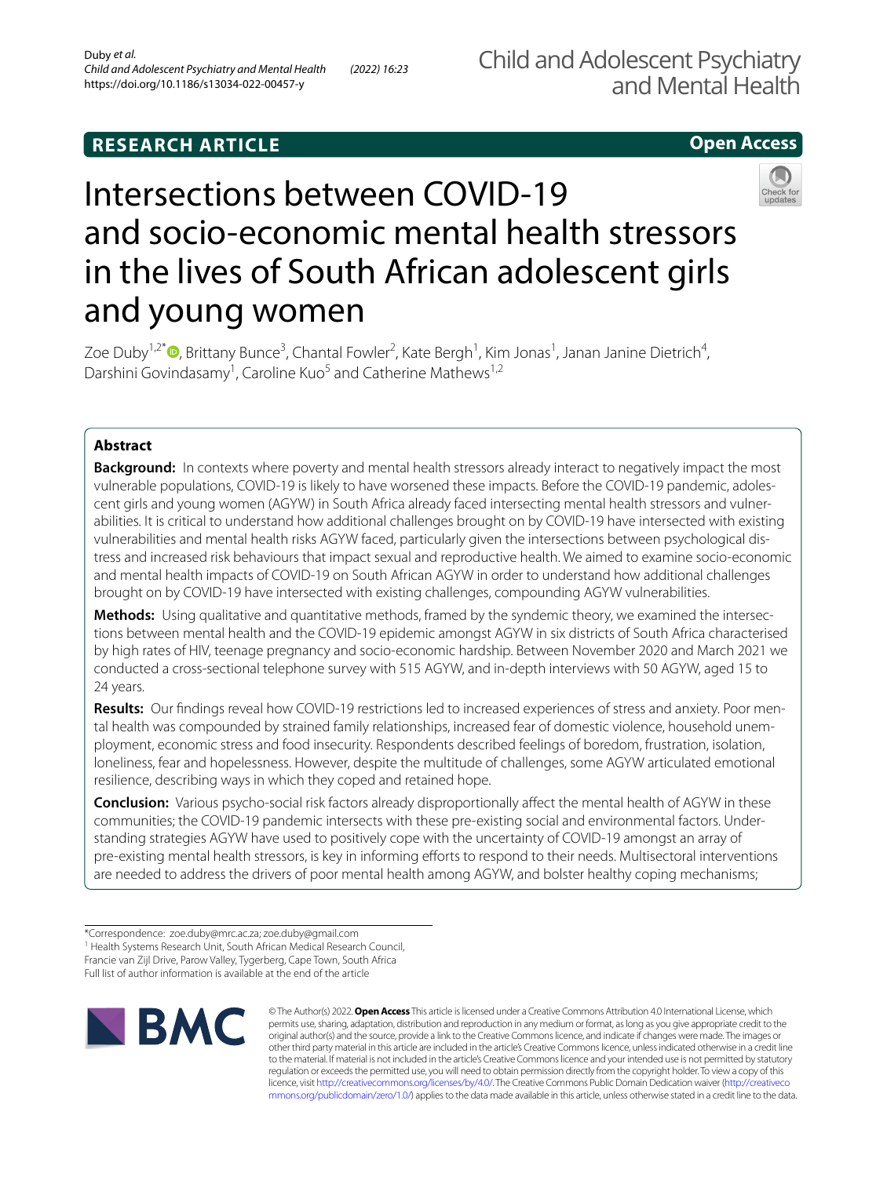RESEARCH ARTICLE

Open Access

# Intersections between COVID-19 and socio-economic mental health stressors in the lives of South African adolescent girls and young women

Zoe Duby[1,2*], Brittany Bunce[3], Chantal Fowler[2], Kate Bergh[1], Kim Jonas[1], Janan Janine Dietrich[4], Darshini Govindasamy[1], Caroline Kuo[5] and Catherine Mathews[1,2]

## Abstract

**Background:** In contexts where poverty and mental health stressors already interact to negatively impact the most vulnerable populations, COVID-19 is likely to have worsened these impacts. Before the COVID-19 pandemic, adolescent girls and young women (AGYW) in South Africa already faced intersecting mental health stressors and vulnerabilities. It is critical to understand how additional challenges brought on by COVID-19 have intersected with existing vulnerabilities and mental health risks AGYW faced, particularly given the intersections between psychological distress and increased risk behaviours that impact sexual and reproductive health. We aimed to examine socio-economic and mental health impacts of COVID-19 on South African AGYW in order to understand how additional challenges brought on by COVID-19 have intersected with existing challenges, compounding AGYW vulnerabilities.

**Methods:** Using qualitative and quantitative methods, framed by the syndemic theory, we examined the intersections between mental health and the COVID-19 epidemic amongst AGYW in six districts of South Africa characterised by high rates of HIV, teenage pregnancy and socio-economic hardship. Between November 2020 and March 2021 we conducted a cross-sectional telephone survey with 515 AGYW, and in-depth interviews with 50 AGYW, aged 15 to 24 years.

**Results:** Our findings reveal how COVID-19 restrictions led to increased experiences of stress and anxiety. Poor mental health was compounded by strained family relationships, increased fear of domestic violence, household unemployment, economic stress and food insecurity. Respondents described feelings of boredom, frustration, isolation, loneliness, fear and hopelessness. However, despite the multitude of challenges, some AGYW articulated emotional resilience, describing ways in which they coped and retained hope.

**Conclusion:** Various psycho-social risk factors already disproportionally affect the mental health of AGYW in these communities; the COVID-19 pandemic intersects with these pre-existing social and environmental factors. Understanding strategies AGYW have used to positively cope with the uncertainty of COVID-19 amongst an array of pre-existing mental health stressors, is key in informing efforts to respond to their needs. Multisectoral interventions are needed to address the drivers of poor mental health among AGYW, and bolster healthy coping mechanisms;

*Correspondence: zoe.duby@mrc.ac.za; zoe.duby@gmail.com

[1] Health Systems Research Unit, South African Medical Research Council, Francie van Zijl Drive, Parow Valley, Tygerberg, Cape Town, South Africa

Full list of author information is available at the end of the article

© The Author(s) 2022. **Open Access** This article is licensed under a Creative Commons Attribution 4.0 International License, which permits use, sharing, adaptation, distribution and reproduction in any medium or format, as long as you give appropriate credit to the original author(s) and the source, provide a link to the Creative Commons licence, and indicate if changes were made. The images or other third party material in this article are included in the article's Creative Commons licence, unless indicated otherwise in a credit line to the material. If material is not included in the article's Creative Commons licence and your intended use is not permitted by statutory regulation or exceeds the permitted use, you will need to obtain permission directly from the copyright holder. To view a copy of this licence, visit http://creativecommons.org/licenses/by/4.0/. The Creative Commons Public Domain Dedication waiver (http://creativecommons.org/publicdomain/zero/1.0/) applies to the data made available in this article, unless otherwise stated in a credit line to the data.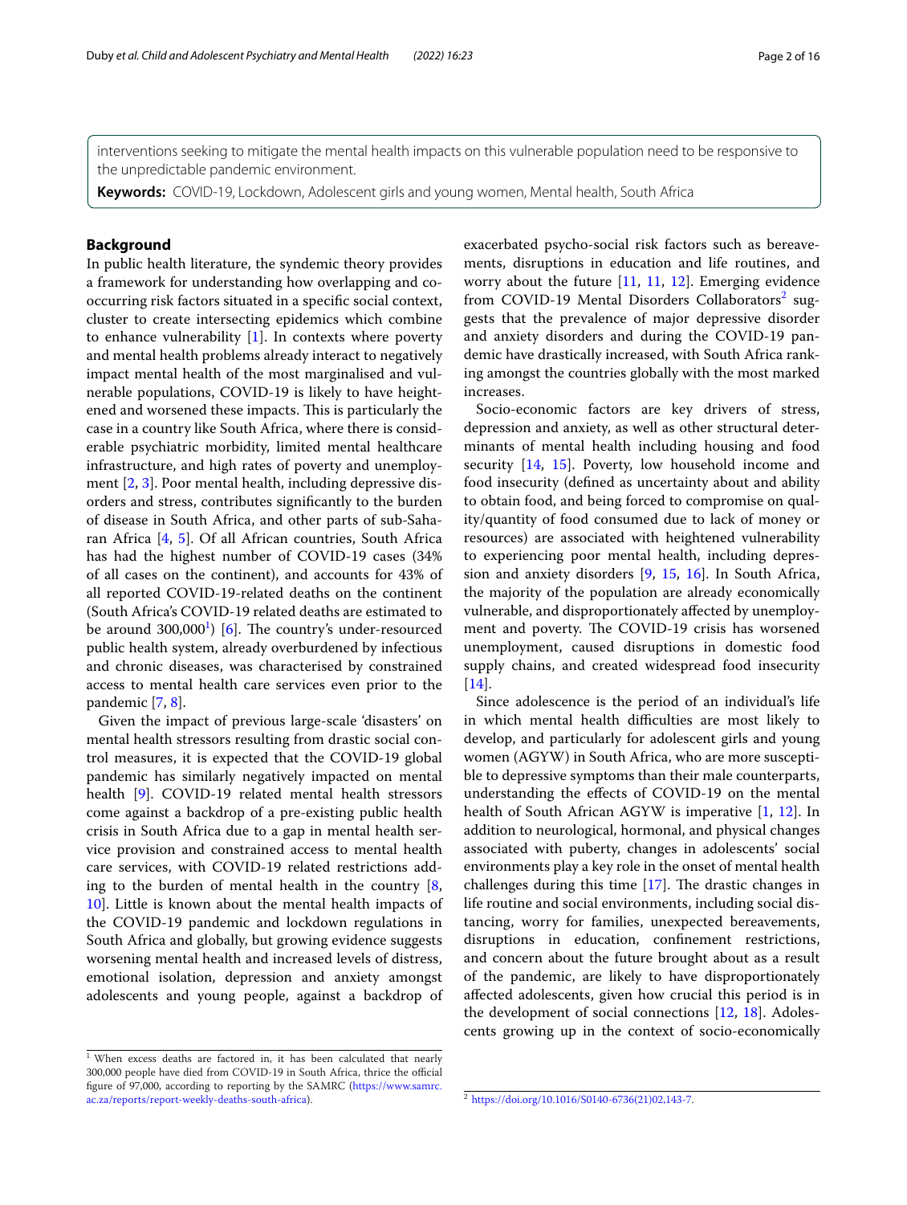interventions seeking to mitigate the mental health impacts on this vulnerable population need to be responsive to the unpredictable pandemic environment.

**Keywords:** COVID-19, Lockdown, Adolescent girls and young women, Mental health, South Africa

## Background

In public health literature, the syndemic theory provides a framework for understanding how overlapping and co-occurring risk factors situated in a specific social context, cluster to create intersecting epidemics which combine to enhance vulnerability [1]. In contexts where poverty and mental health problems already interact to negatively impact mental health of the most marginalised and vulnerable populations, COVID-19 is likely to have heightened and worsened these impacts. This is particularly the case in a country like South Africa, where there is considerable psychiatric morbidity, limited mental healthcare infrastructure, and high rates of poverty and unemployment [2, 3]. Poor mental health, including depressive disorders and stress, contributes significantly to the burden of disease in South Africa, and other parts of sub-Saharan Africa [4, 5]. Of all African countries, South Africa has had the highest number of COVID-19 cases (34% of all cases on the continent), and accounts for 43% of all reported COVID-19-related deaths on the continent (South Africa's COVID-19 related deaths are estimated to be around 300,000[1]) [6]. The country's under-resourced public health system, already overburdened by infectious and chronic diseases, was characterised by constrained access to mental health care services even prior to the pandemic [7, 8].

Given the impact of previous large-scale 'disasters' on mental health stressors resulting from drastic social control measures, it is expected that the COVID-19 global pandemic has similarly negatively impacted on mental health [9]. COVID-19 related mental health stressors come against a backdrop of a pre-existing public health crisis in South Africa due to a gap in mental health service provision and constrained access to mental health care services, with COVID-19 related restrictions adding to the burden of mental health in the country [8, 10]. Little is known about the mental health impacts of the COVID-19 pandemic and lockdown regulations in South Africa and globally, but growing evidence suggests worsening mental health and increased levels of distress, emotional isolation, depression and anxiety amongst adolescents and young people, against a backdrop of exacerbated psycho-social risk factors such as bereavements, disruptions in education and life routines, and worry about the future [11, 11, 12]. Emerging evidence from COVID-19 Mental Disorders Collaborators[2] suggests that the prevalence of major depressive disorder and anxiety disorders and during the COVID-19 pandemic have drastically increased, with South Africa ranking amongst the countries globally with the most marked increases.

Socio-economic factors are key drivers of stress, depression and anxiety, as well as other structural determinants of mental health including housing and food security [14, 15]. Poverty, low household income and food insecurity (defined as uncertainty about and ability to obtain food, and being forced to compromise on quality/quantity of food consumed due to lack of money or resources) are associated with heightened vulnerability to experiencing poor mental health, including depression and anxiety disorders [9, 15, 16]. In South Africa, the majority of the population are already economically vulnerable, and disproportionately affected by unemployment and poverty. The COVID-19 crisis has worsened unemployment, caused disruptions in domestic food supply chains, and created widespread food insecurity [14].

Since adolescence is the period of an individual's life in which mental health difficulties are most likely to develop, and particularly for adolescent girls and young women (AGYW) in South Africa, who are more susceptible to depressive symptoms than their male counterparts, understanding the effects of COVID-19 on the mental health of South African AGYW is imperative [1, 12]. In addition to neurological, hormonal, and physical changes associated with puberty, changes in adolescents' social environments play a key role in the onset of mental health challenges during this time [17]. The drastic changes in life routine and social environments, including social distancing, worry for families, unexpected bereavements, disruptions in education, confinement restrictions, and concern about the future brought about as a result of the pandemic, are likely to have disproportionately affected adolescents, given how crucial this period is in the development of social connections [12, 18]. Adolescents growing up in the context of socio-economically

[1] When excess deaths are factored in, it has been calculated that nearly 300,000 people have died from COVID-19 in South Africa, thrice the official figure of 97,000, according to reporting by the SAMRC (https://www.samrc.ac.za/reports/report-weekly-deaths-south-africa).

[2] https://doi.org/10.1016/S0140-6736(21)02,143-7.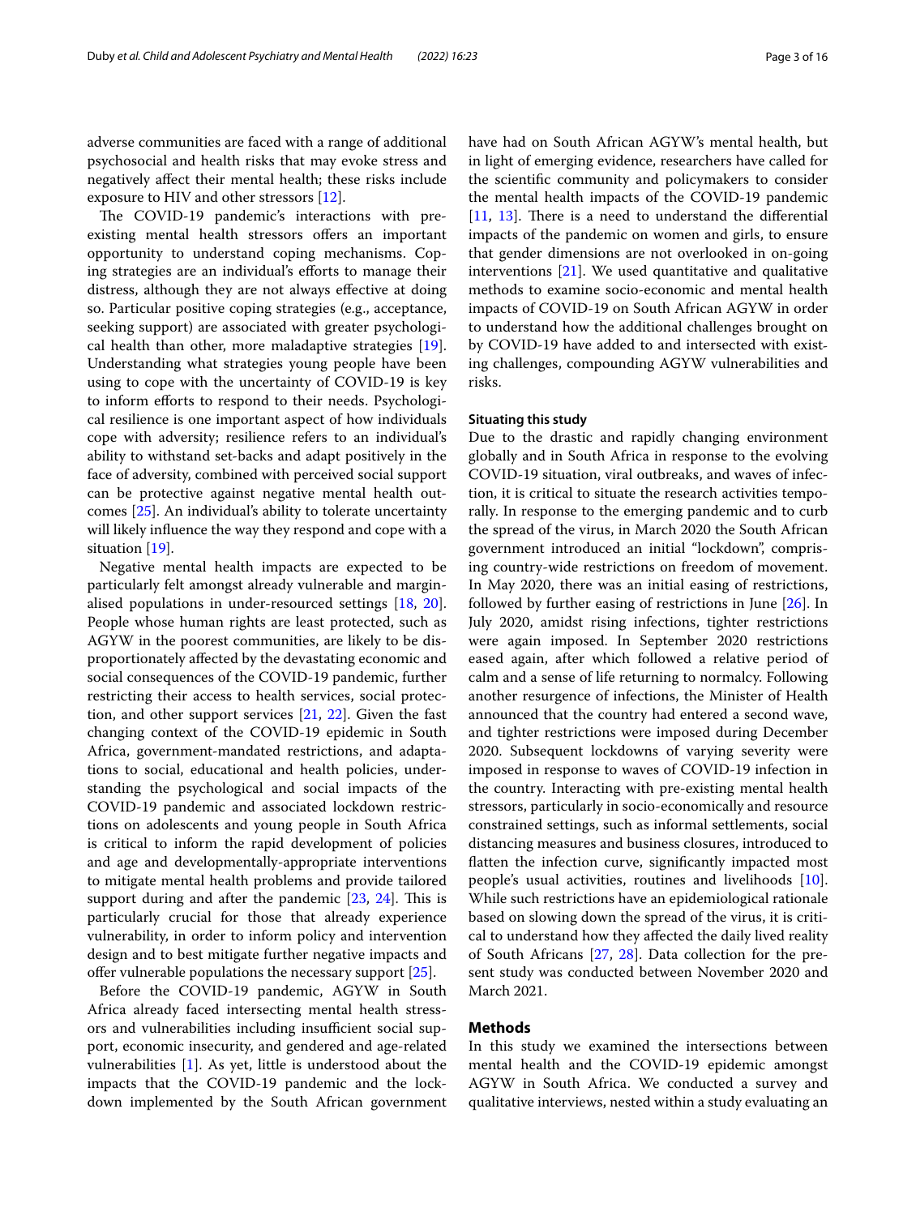adverse communities are faced with a range of additional psychosocial and health risks that may evoke stress and negatively affect their mental health; these risks include exposure to HIV and other stressors [12].

The COVID-19 pandemic's interactions with pre-existing mental health stressors offers an important opportunity to understand coping mechanisms. Coping strategies are an individual's efforts to manage their distress, although they are not always effective at doing so. Particular positive coping strategies (e.g., acceptance, seeking support) are associated with greater psychological health than other, more maladaptive strategies [19]. Understanding what strategies young people have been using to cope with the uncertainty of COVID-19 is key to inform efforts to respond to their needs. Psychological resilience is one important aspect of how individuals cope with adversity; resilience refers to an individual's ability to withstand set-backs and adapt positively in the face of adversity, combined with perceived social support can be protective against negative mental health outcomes [25]. An individual's ability to tolerate uncertainty will likely influence the way they respond and cope with a situation [19].

Negative mental health impacts are expected to be particularly felt amongst already vulnerable and marginalised populations in under-resourced settings [18, 20]. People whose human rights are least protected, such as AGYW in the poorest communities, are likely to be disproportionately affected by the devastating economic and social consequences of the COVID-19 pandemic, further restricting their access to health services, social protection, and other support services [21, 22]. Given the fast changing context of the COVID-19 epidemic in South Africa, government-mandated restrictions, and adaptations to social, educational and health policies, understanding the psychological and social impacts of the COVID-19 pandemic and associated lockdown restrictions on adolescents and young people in South Africa is critical to inform the rapid development of policies and age and developmentally-appropriate interventions to mitigate mental health problems and provide tailored support during and after the pandemic [23, 24]. This is particularly crucial for those that already experience vulnerability, in order to inform policy and intervention design and to best mitigate further negative impacts and offer vulnerable populations the necessary support [25].

Before the COVID-19 pandemic, AGYW in South Africa already faced intersecting mental health stressors and vulnerabilities including insufficient social support, economic insecurity, and gendered and age-related vulnerabilities [1]. As yet, little is understood about the impacts that the COVID-19 pandemic and the lockdown implemented by the South African government have had on South African AGYW's mental health, but in light of emerging evidence, researchers have called for the scientific community and policymakers to consider the mental health impacts of the COVID-19 pandemic [11, 13]. There is a need to understand the differential impacts of the pandemic on women and girls, to ensure that gender dimensions are not overlooked in on-going interventions [21]. We used quantitative and qualitative methods to examine socio-economic and mental health impacts of COVID-19 on South African AGYW in order to understand how the additional challenges brought on by COVID-19 have added to and intersected with existing challenges, compounding AGYW vulnerabilities and risks.

### Situating this study

Due to the drastic and rapidly changing environment globally and in South Africa in response to the evolving COVID-19 situation, viral outbreaks, and waves of infection, it is critical to situate the research activities temporally. In response to the emerging pandemic and to curb the spread of the virus, in March 2020 the South African government introduced an initial "lockdown", comprising country-wide restrictions on freedom of movement. In May 2020, there was an initial easing of restrictions, followed by further easing of restrictions in June [26]. In July 2020, amidst rising infections, tighter restrictions were again imposed. In September 2020 restrictions eased again, after which followed a relative period of calm and a sense of life returning to normalcy. Following another resurgence of infections, the Minister of Health announced that the country had entered a second wave, and tighter restrictions were imposed during December 2020. Subsequent lockdowns of varying severity were imposed in response to waves of COVID-19 infection in the country. Interacting with pre-existing mental health stressors, particularly in socio-economically and resource constrained settings, such as informal settlements, social distancing measures and business closures, introduced to flatten the infection curve, significantly impacted most people's usual activities, routines and livelihoods [10]. While such restrictions have an epidemiological rationale based on slowing down the spread of the virus, it is critical to understand how they affected the daily lived reality of South Africans [27, 28]. Data collection for the present study was conducted between November 2020 and March 2021.

## Methods

In this study we examined the intersections between mental health and the COVID-19 epidemic amongst AGYW in South Africa. We conducted a survey and qualitative interviews, nested within a study evaluating an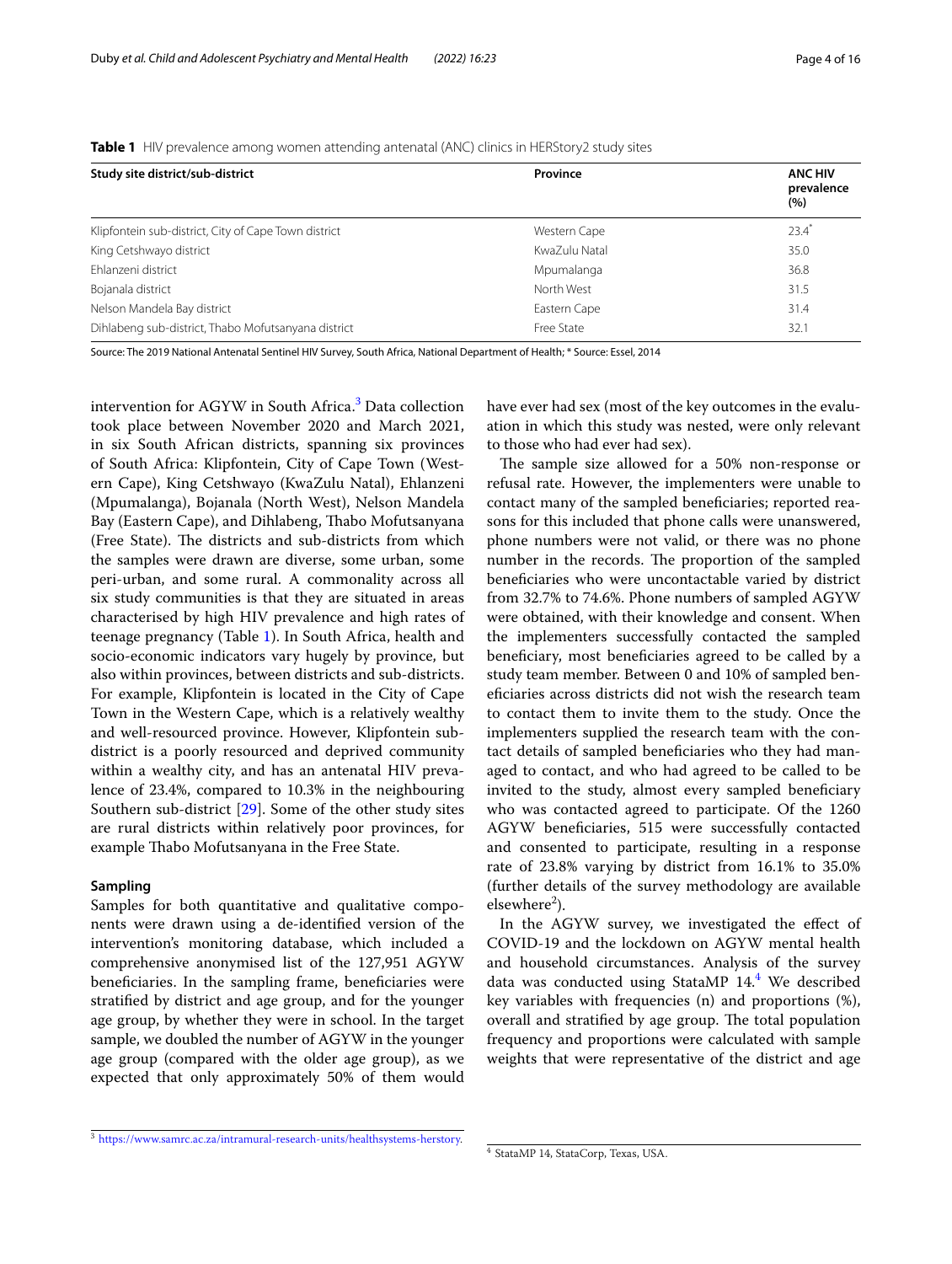**Table 1** HIV prevalence among women attending antenatal (ANC) clinics in HERStory2 study sites

| Study site district/sub-district | Province | ANC HIV prevalence (%) |
|---|---|---|
| Klipfontein sub-district, City of Cape Town district | Western Cape | 23.4* |
| King Cetshwayo district | KwaZulu Natal | 35.0 |
| Ehlanzeni district | Mpumalanga | 36.8 |
| Bojanala district | North West | 31.5 |
| Nelson Mandela Bay district | Eastern Cape | 31.4 |
| Dihlabeng sub-district, Thabo Mofutsanyana district | Free State | 32.1 |

Source: The 2019 National Antenatal Sentinel HIV Survey, South Africa, National Department of Health; * Source: Essel, 2014

intervention for AGYW in South Africa.[3] Data collection took place between November 2020 and March 2021, in six South African districts, spanning six provinces of South Africa: Klipfontein, City of Cape Town (Western Cape), King Cetshwayo (KwaZulu Natal), Ehlanzeni (Mpumalanga), Bojanala (North West), Nelson Mandela Bay (Eastern Cape), and Dihlabeng, Thabo Mofutsanyana (Free State). The districts and sub-districts from which the samples were drawn are diverse, some urban, some peri-urban, and some rural. A commonality across all six study communities is that they are situated in areas characterised by high HIV prevalence and high rates of teenage pregnancy (Table 1). In South Africa, health and socio-economic indicators vary hugely by province, but also within provinces, between districts and sub-districts. For example, Klipfontein is located in the City of Cape Town in the Western Cape, which is a relatively wealthy and well-resourced province. However, Klipfontein sub-district is a poorly resourced and deprived community within a wealthy city, and has an antenatal HIV prevalence of 23.4%, compared to 10.3% in the neighbouring Southern sub-district [29]. Some of the other study sites are rural districts within relatively poor provinces, for example Thabo Mofutsanyana in the Free State.

### Sampling

Samples for both quantitative and qualitative components were drawn using a de-identified version of the intervention's monitoring database, which included a comprehensive anonymised list of the 127,951 AGYW beneficiaries. In the sampling frame, beneficiaries were stratified by district and age group, and for the younger age group, by whether they were in school. In the target sample, we doubled the number of AGYW in the younger age group (compared with the older age group), as we expected that only approximately 50% of them would have ever had sex (most of the key outcomes in the evaluation in which this study was nested, were only relevant to those who had ever had sex).

The sample size allowed for a 50% non-response or refusal rate. However, the implementers were unable to contact many of the sampled beneficiaries; reported reasons for this included that phone calls were unanswered, phone numbers were not valid, or there was no phone number in the records. The proportion of the sampled beneficiaries who were uncontactable varied by district from 32.7% to 74.6%. Phone numbers of sampled AGYW were obtained, with their knowledge and consent. When the implementers successfully contacted the sampled beneficiary, most beneficiaries agreed to be called by a study team member. Between 0 and 10% of sampled beneficiaries across districts did not wish the research team to contact them to invite them to the study. Once the implementers supplied the research team with the contact details of sampled beneficiaries who they had managed to contact, and who had agreed to be called to be invited to the study, almost every sampled beneficiary who was contacted agreed to participate. Of the 1260 AGYW beneficiaries, 515 were successfully contacted and consented to participate, resulting in a response rate of 23.8% varying by district from 16.1% to 35.0% (further details of the survey methodology are available elsewhere[2]).

In the AGYW survey, we investigated the effect of COVID-19 and the lockdown on AGYW mental health and household circumstances. Analysis of the survey data was conducted using StataMP 14.[4] We described key variables with frequencies (n) and proportions (%), overall and stratified by age group. The total population frequency and proportions were calculated with sample weights that were representative of the district and age

[3] https://www.samrc.ac.za/intramural-research-units/healthsystems-herstory.

[4] StataMP 14, StataCorp, Texas, USA.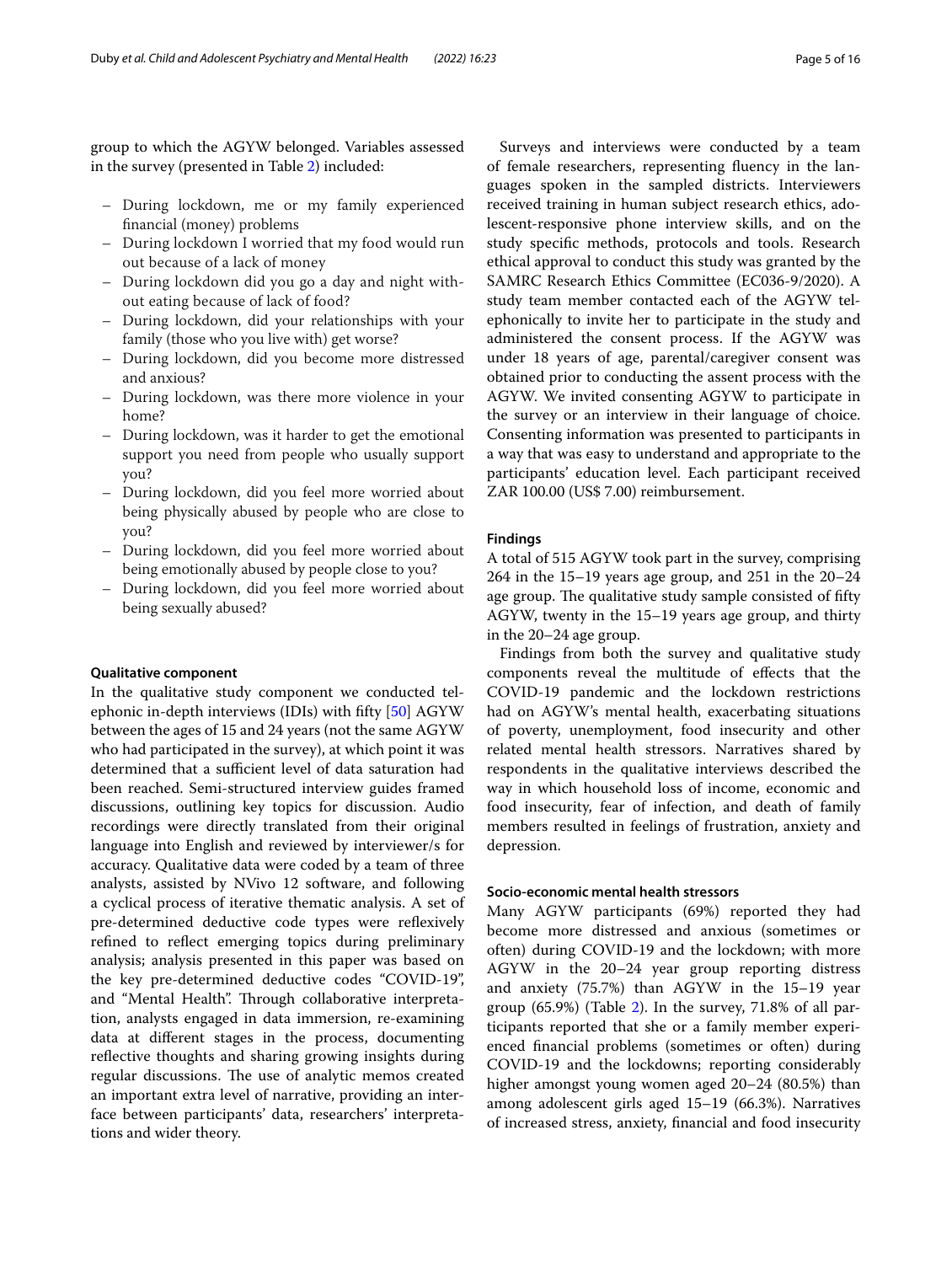group to which the AGYW belonged. Variables assessed in the survey (presented in Table 2) included:

- During lockdown, me or my family experienced financial (money) problems
- During lockdown I worried that my food would run out because of a lack of money
- During lockdown did you go a day and night without eating because of lack of food?
- During lockdown, did your relationships with your family (those who you live with) get worse?
- During lockdown, did you become more distressed and anxious?
- During lockdown, was there more violence in your home?
- During lockdown, was it harder to get the emotional support you need from people who usually support you?
- During lockdown, did you feel more worried about being physically abused by people who are close to you?
- During lockdown, did you feel more worried about being emotionally abused by people close to you?
- During lockdown, did you feel more worried about being sexually abused?

#### Qualitative component

In the qualitative study component we conducted telephonic in-depth interviews (IDIs) with fifty [50] AGYW between the ages of 15 and 24 years (not the same AGYW who had participated in the survey), at which point it was determined that a sufficient level of data saturation had been reached. Semi-structured interview guides framed discussions, outlining key topics for discussion. Audio recordings were directly translated from their original language into English and reviewed by interviewer/s for accuracy. Qualitative data were coded by a team of three analysts, assisted by NVivo 12 software, and following a cyclical process of iterative thematic analysis. A set of pre-determined deductive code types were reflexively refined to reflect emerging topics during preliminary analysis; analysis presented in this paper was based on the key pre-determined deductive codes "COVID-19", and "Mental Health". Through collaborative interpretation, analysts engaged in data immersion, re-examining data at different stages in the process, documenting reflective thoughts and sharing growing insights during regular discussions. The use of analytic memos created an important extra level of narrative, providing an interface between participants' data, researchers' interpretations and wider theory.

Surveys and interviews were conducted by a team of female researchers, representing fluency in the languages spoken in the sampled districts. Interviewers received training in human subject research ethics, adolescent-responsive phone interview skills, and on the study specific methods, protocols and tools. Research ethical approval to conduct this study was granted by the SAMRC Research Ethics Committee (EC036-9/2020). A study team member contacted each of the AGYW telephonically to invite her to participate in the study and administered the consent process. If the AGYW was under 18 years of age, parental/caregiver consent was obtained prior to conducting the assent process with the AGYW. We invited consenting AGYW to participate in the survey or an interview in their language of choice. Consenting information was presented to participants in a way that was easy to understand and appropriate to the participants' education level. Each participant received ZAR 100.00 (US$ 7.00) reimbursement.

### Findings

A total of 515 AGYW took part in the survey, comprising 264 in the 15–19 years age group, and 251 in the 20–24 age group. The qualitative study sample consisted of fifty AGYW, twenty in the 15–19 years age group, and thirty in the 20–24 age group.

Findings from both the survey and qualitative study components reveal the multitude of effects that the COVID-19 pandemic and the lockdown restrictions had on AGYW's mental health, exacerbating situations of poverty, unemployment, food insecurity and other related mental health stressors. Narratives shared by respondents in the qualitative interviews described the way in which household loss of income, economic and food insecurity, fear of infection, and death of family members resulted in feelings of frustration, anxiety and depression.

#### Socio-economic mental health stressors

Many AGYW participants (69%) reported they had become more distressed and anxious (sometimes or often) during COVID-19 and the lockdown; with more AGYW in the 20–24 year group reporting distress and anxiety (75.7%) than AGYW in the 15–19 year group (65.9%) (Table 2). In the survey, 71.8% of all participants reported that she or a family member experienced financial problems (sometimes or often) during COVID-19 and the lockdowns; reporting considerably higher amongst young women aged 20–24 (80.5%) than among adolescent girls aged 15–19 (66.3%). Narratives of increased stress, anxiety, financial and food insecurity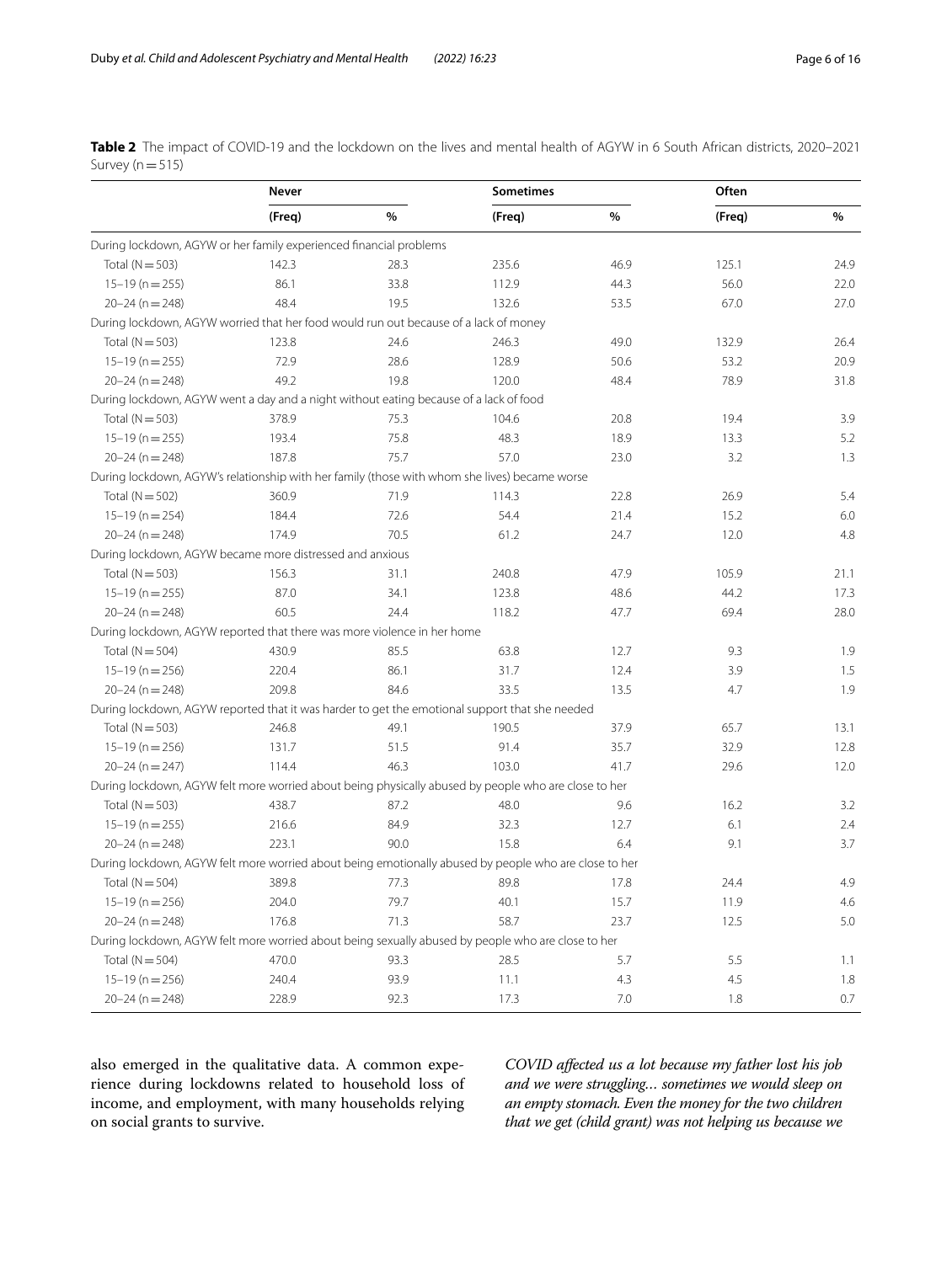**Table 2** The impact of COVID-19 and the lockdown on the lives and mental health of AGYW in 6 South African districts, 2020–2021 Survey (n = 515)

| | Never | | Sometimes | | Often | |
|---|---|---|---|---|---|---|
| | (Freq) | % | (Freq) | % | (Freq) | % |
| During lockdown, AGYW or her family experienced financial problems | | | | | | |
| Total (N = 503) | 142.3 | 28.3 | 235.6 | 46.9 | 125.1 | 24.9 |
| 15–19 (n = 255) | 86.1 | 33.8 | 112.9 | 44.3 | 56.0 | 22.0 |
| 20–24 (n = 248) | 48.4 | 19.5 | 132.6 | 53.5 | 67.0 | 27.0 |
| During lockdown, AGYW worried that her food would run out because of a lack of money | | | | | | |
| Total (N = 503) | 123.8 | 24.6 | 246.3 | 49.0 | 132.9 | 26.4 |
| 15–19 (n = 255) | 72.9 | 28.6 | 128.9 | 50.6 | 53.2 | 20.9 |
| 20–24 (n = 248) | 49.2 | 19.8 | 120.0 | 48.4 | 78.9 | 31.8 |
| During lockdown, AGYW went a day and a night without eating because of a lack of food | | | | | | |
| Total (N = 503) | 378.9 | 75.3 | 104.6 | 20.8 | 19.4 | 3.9 |
| 15–19 (n = 255) | 193.4 | 75.8 | 48.3 | 18.9 | 13.3 | 5.2 |
| 20–24 (n = 248) | 187.8 | 75.7 | 57.0 | 23.0 | 3.2 | 1.3 |
| During lockdown, AGYW's relationship with her family (those with whom she lives) became worse | | | | | | |
| Total (N = 502) | 360.9 | 71.9 | 114.3 | 22.8 | 26.9 | 5.4 |
| 15–19 (n = 254) | 184.4 | 72.6 | 54.4 | 21.4 | 15.2 | 6.0 |
| 20–24 (n = 248) | 174.9 | 70.5 | 61.2 | 24.7 | 12.0 | 4.8 |
| During lockdown, AGYW became more distressed and anxious | | | | | | |
| Total (N = 503) | 156.3 | 31.1 | 240.8 | 47.9 | 105.9 | 21.1 |
| 15–19 (n = 255) | 87.0 | 34.1 | 123.8 | 48.6 | 44.2 | 17.3 |
| 20–24 (n = 248) | 60.5 | 24.4 | 118.2 | 47.7 | 69.4 | 28.0 |
| During lockdown, AGYW reported that there was more violence in her home | | | | | | |
| Total (N = 504) | 430.9 | 85.5 | 63.8 | 12.7 | 9.3 | 1.9 |
| 15–19 (n = 256) | 220.4 | 86.1 | 31.7 | 12.4 | 3.9 | 1.5 |
| 20–24 (n = 248) | 209.8 | 84.6 | 33.5 | 13.5 | 4.7 | 1.9 |
| During lockdown, AGYW reported that it was harder to get the emotional support that she needed | | | | | | |
| Total (N = 503) | 246.8 | 49.1 | 190.5 | 37.9 | 65.7 | 13.1 |
| 15–19 (n = 256) | 131.7 | 51.5 | 91.4 | 35.7 | 32.9 | 12.8 |
| 20–24 (n = 247) | 114.4 | 46.3 | 103.0 | 41.7 | 29.6 | 12.0 |
| During lockdown, AGYW felt more worried about being physically abused by people who are close to her | | | | | | |
| Total (N = 503) | 438.7 | 87.2 | 48.0 | 9.6 | 16.2 | 3.2 |
| 15–19 (n = 255) | 216.6 | 84.9 | 32.3 | 12.7 | 6.1 | 2.4 |
| 20–24 (n = 248) | 223.1 | 90.0 | 15.8 | 6.4 | 9.1 | 3.7 |
| During lockdown, AGYW felt more worried about being emotionally abused by people who are close to her | | | | | | |
| Total (N = 504) | 389.8 | 77.3 | 89.8 | 17.8 | 24.4 | 4.9 |
| 15–19 (n = 256) | 204.0 | 79.7 | 40.1 | 15.7 | 11.9 | 4.6 |
| 20–24 (n = 248) | 176.8 | 71.3 | 58.7 | 23.7 | 12.5 | 5.0 |
| During lockdown, AGYW felt more worried about being sexually abused by people who are close to her | | | | | | |
| Total (N = 504) | 470.0 | 93.3 | 28.5 | 5.7 | 5.5 | 1.1 |
| 15–19 (n = 256) | 240.4 | 93.9 | 11.1 | 4.3 | 4.5 | 1.8 |
| 20–24 (n = 248) | 228.9 | 92.3 | 17.3 | 7.0 | 1.8 | 0.7 |

also emerged in the qualitative data. A common experience during lockdowns related to household loss of income, and employment, with many households relying on social grants to survive.

*COVID affected us a lot because my father lost his job and we were struggling… sometimes we would sleep on an empty stomach. Even the money for the two children that we get (child grant) was not helping us because we*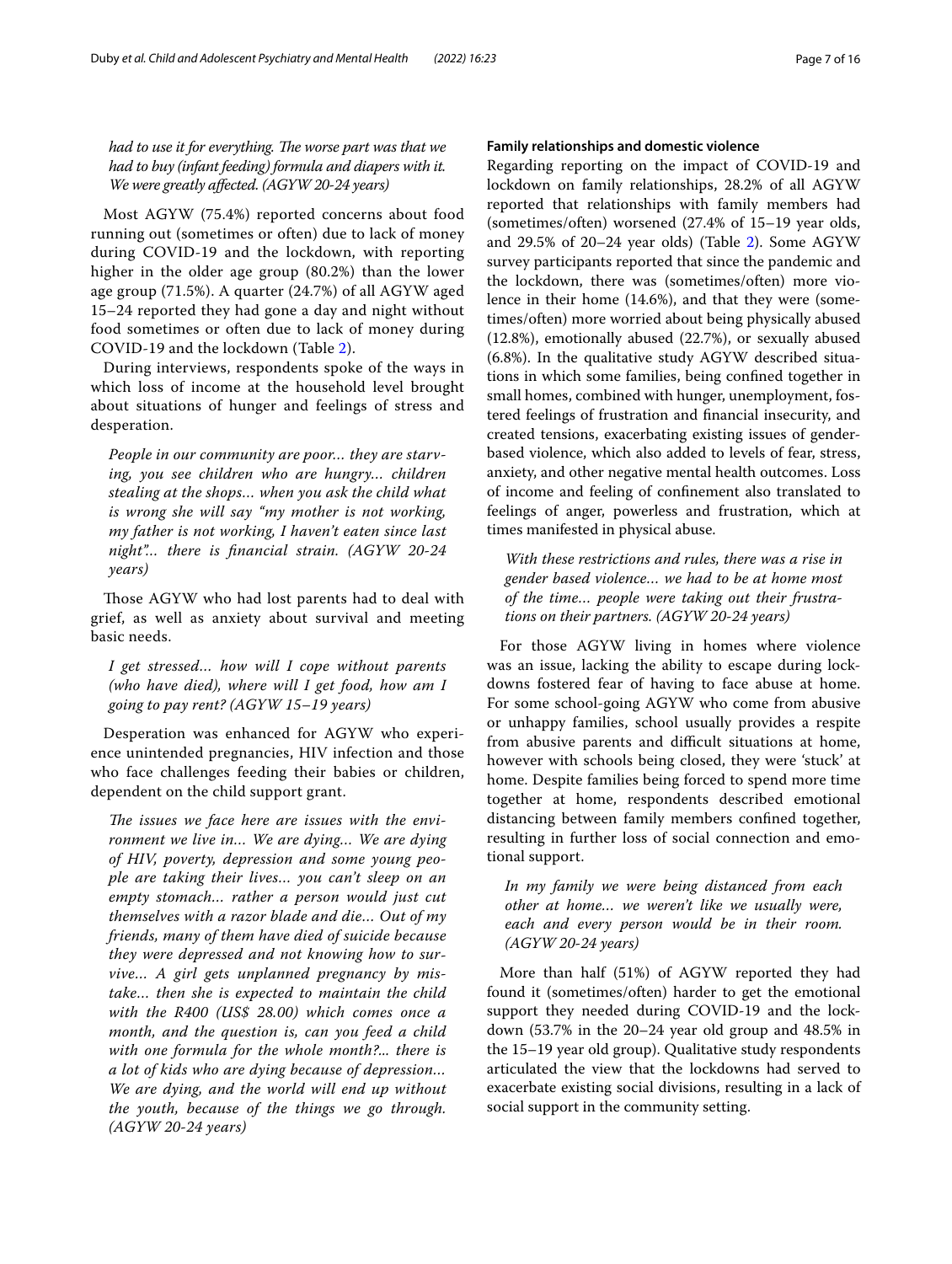*had to use it for everything. The worse part was that we had to buy (infant feeding) formula and diapers with it. We were greatly affected. (AGYW 20-24 years)*

Most AGYW (75.4%) reported concerns about food running out (sometimes or often) due to lack of money during COVID-19 and the lockdown, with reporting higher in the older age group (80.2%) than the lower age group (71.5%). A quarter (24.7%) of all AGYW aged 15–24 reported they had gone a day and night without food sometimes or often due to lack of money during COVID-19 and the lockdown (Table 2).

During interviews, respondents spoke of the ways in which loss of income at the household level brought about situations of hunger and feelings of stress and desperation.

> *People in our community are poor… they are starving, you see children who are hungry… children stealing at the shops… when you ask the child what is wrong she will say "my mother is not working, my father is not working, I haven't eaten since last night"... there is financial strain. (AGYW 20-24 years)*

Those AGYW who had lost parents had to deal with grief, as well as anxiety about survival and meeting basic needs.

> *I get stressed… how will I cope without parents (who have died), where will I get food, how am I going to pay rent? (AGYW 15–19 years)*

Desperation was enhanced for AGYW who experience unintended pregnancies, HIV infection and those who face challenges feeding their babies or children, dependent on the child support grant.

> *The issues we face here are issues with the environment we live in… We are dying… We are dying of HIV, poverty, depression and some young people are taking their lives… you can't sleep on an empty stomach… rather a person would just cut themselves with a razor blade and die… Out of my friends, many of them have died of suicide because they were depressed and not knowing how to survive… A girl gets unplanned pregnancy by mistake… then she is expected to maintain the child with the R400 (US$ 28.00) which comes once a month, and the question is, can you feed a child with one formula for the whole month?... there is a lot of kids who are dying because of depression… We are dying, and the world will end up without the youth, because of the things we go through. (AGYW 20-24 years)*

#### Family relationships and domestic violence

Regarding reporting on the impact of COVID-19 and lockdown on family relationships, 28.2% of all AGYW reported that relationships with family members had (sometimes/often) worsened (27.4% of 15–19 year olds, and 29.5% of 20–24 year olds) (Table 2). Some AGYW survey participants reported that since the pandemic and the lockdown, there was (sometimes/often) more violence in their home (14.6%), and that they were (sometimes/often) more worried about being physically abused (12.8%), emotionally abused (22.7%), or sexually abused (6.8%). In the qualitative study AGYW described situations in which some families, being confined together in small homes, combined with hunger, unemployment, fostered feelings of frustration and financial insecurity, and created tensions, exacerbating existing issues of gender-based violence, which also added to levels of fear, stress, anxiety, and other negative mental health outcomes. Loss of income and feeling of confinement also translated to feelings of anger, powerless and frustration, which at times manifested in physical abuse.

> *With these restrictions and rules, there was a rise in gender based violence… we had to be at home most of the time… people were taking out their frustrations on their partners. (AGYW 20-24 years)*

For those AGYW living in homes where violence was an issue, lacking the ability to escape during lockdowns fostered fear of having to face abuse at home. For some school-going AGYW who come from abusive or unhappy families, school usually provides a respite from abusive parents and difficult situations at home, however with schools being closed, they were 'stuck' at home. Despite families being forced to spend more time together at home, respondents described emotional distancing between family members confined together, resulting in further loss of social connection and emotional support.

> *In my family we were being distanced from each other at home… we weren't like we usually were, each and every person would be in their room. (AGYW 20-24 years)*

More than half (51%) of AGYW reported they had found it (sometimes/often) harder to get the emotional support they needed during COVID-19 and the lockdown (53.7% in the 20–24 year old group and 48.5% in the 15–19 year old group). Qualitative study respondents articulated the view that the lockdowns had served to exacerbate existing social divisions, resulting in a lack of social support in the community setting.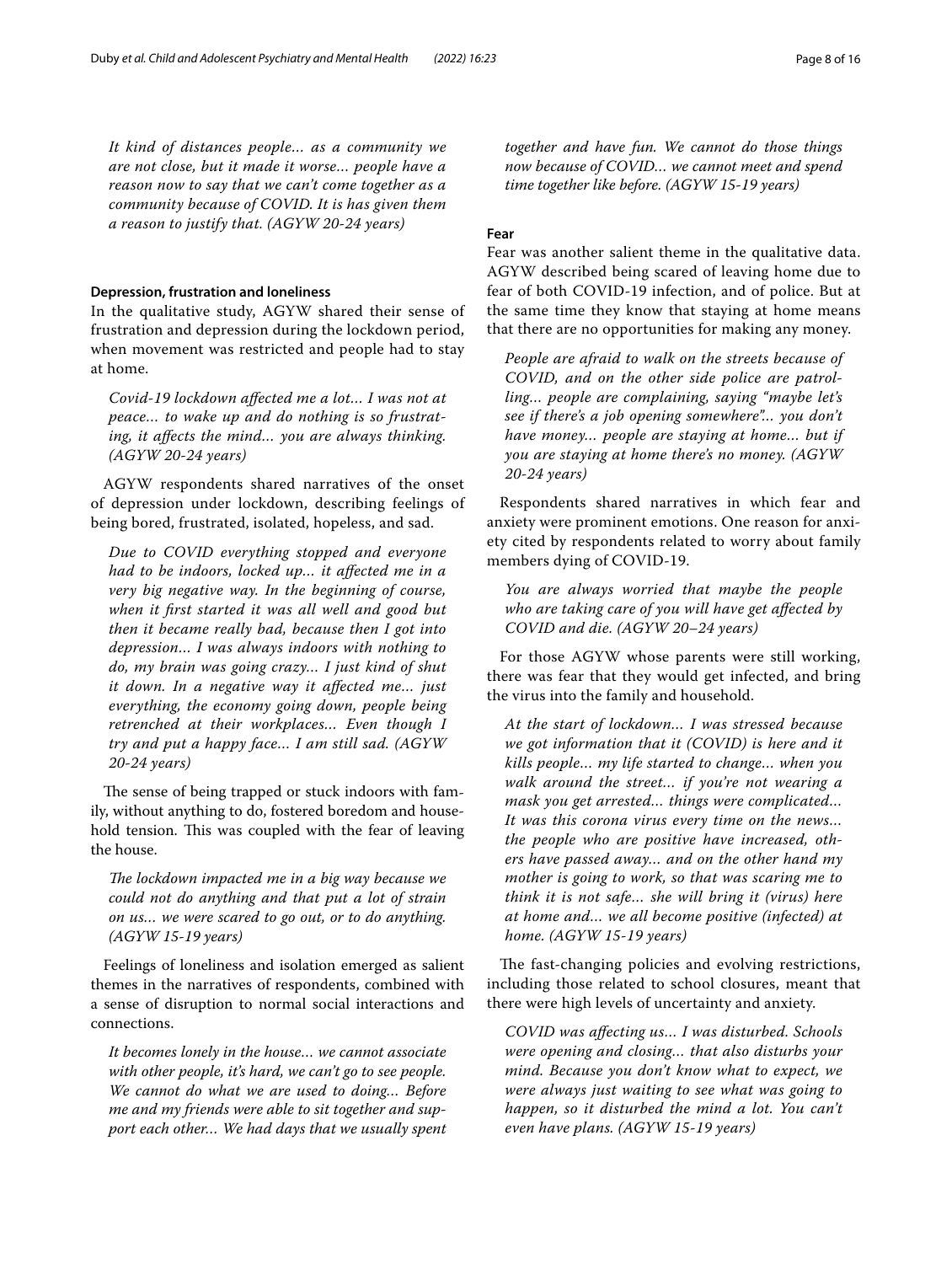*It kind of distances people… as a community we are not close, but it made it worse… people have a reason now to say that we can't come together as a community because of COVID. It is has given them a reason to justify that. (AGYW 20-24 years)*

#### Depression, frustration and loneliness

In the qualitative study, AGYW shared their sense of frustration and depression during the lockdown period, when movement was restricted and people had to stay at home.

> *Covid-19 lockdown affected me a lot… I was not at peace… to wake up and do nothing is so frustrating, it affects the mind… you are always thinking. (AGYW 20-24 years)*

AGYW respondents shared narratives of the onset of depression under lockdown, describing feelings of being bored, frustrated, isolated, hopeless, and sad.

> *Due to COVID everything stopped and everyone had to be indoors, locked up… it affected me in a very big negative way. In the beginning of course, when it first started it was all well and good but then it became really bad, because then I got into depression… I was always indoors with nothing to do, my brain was going crazy… I just kind of shut it down. In a negative way it affected me… just everything, the economy going down, people being retrenched at their workplaces… Even though I try and put a happy face… I am still sad. (AGYW 20-24 years)*

The sense of being trapped or stuck indoors with family, without anything to do, fostered boredom and household tension. This was coupled with the fear of leaving the house.

> *The lockdown impacted me in a big way because we could not do anything and that put a lot of strain on us… we were scared to go out, or to do anything. (AGYW 15-19 years)*

Feelings of loneliness and isolation emerged as salient themes in the narratives of respondents, combined with a sense of disruption to normal social interactions and connections.

> *It becomes lonely in the house… we cannot associate with other people, it's hard, we can't go to see people. We cannot do what we are used to doing… Before me and my friends were able to sit together and support each other… We had days that we usually spent together and have fun. We cannot do those things now because of COVID… we cannot meet and spend time together like before. (AGYW 15-19 years)*

#### Fear

Fear was another salient theme in the qualitative data. AGYW described being scared of leaving home due to fear of both COVID-19 infection, and of police. But at the same time they know that staying at home means that there are no opportunities for making any money.

> *People are afraid to walk on the streets because of COVID, and on the other side police are patrolling… people are complaining, saying "maybe let's see if there's a job opening somewhere"… you don't have money… people are staying at home… but if you are staying at home there's no money. (AGYW 20-24 years)*

Respondents shared narratives in which fear and anxiety were prominent emotions. One reason for anxiety cited by respondents related to worry about family members dying of COVID-19.

> *You are always worried that maybe the people who are taking care of you will have get affected by COVID and die. (AGYW 20–24 years)*

For those AGYW whose parents were still working, there was fear that they would get infected, and bring the virus into the family and household.

> *At the start of lockdown… I was stressed because we got information that it (COVID) is here and it kills people… my life started to change… when you walk around the street… if you're not wearing a mask you get arrested… things were complicated… It was this corona virus every time on the news… the people who are positive have increased, others have passed away… and on the other hand my mother is going to work, so that was scaring me to think it is not safe… she will bring it (virus) here at home and… we all become positive (infected) at home. (AGYW 15-19 years)*

The fast-changing policies and evolving restrictions, including those related to school closures, meant that there were high levels of uncertainty and anxiety.

> *COVID was affecting us… I was disturbed. Schools were opening and closing… that also disturbs your mind. Because you don't know what to expect, we were always just waiting to see what was going to happen, so it disturbed the mind a lot. You can't even have plans. (AGYW 15-19 years)*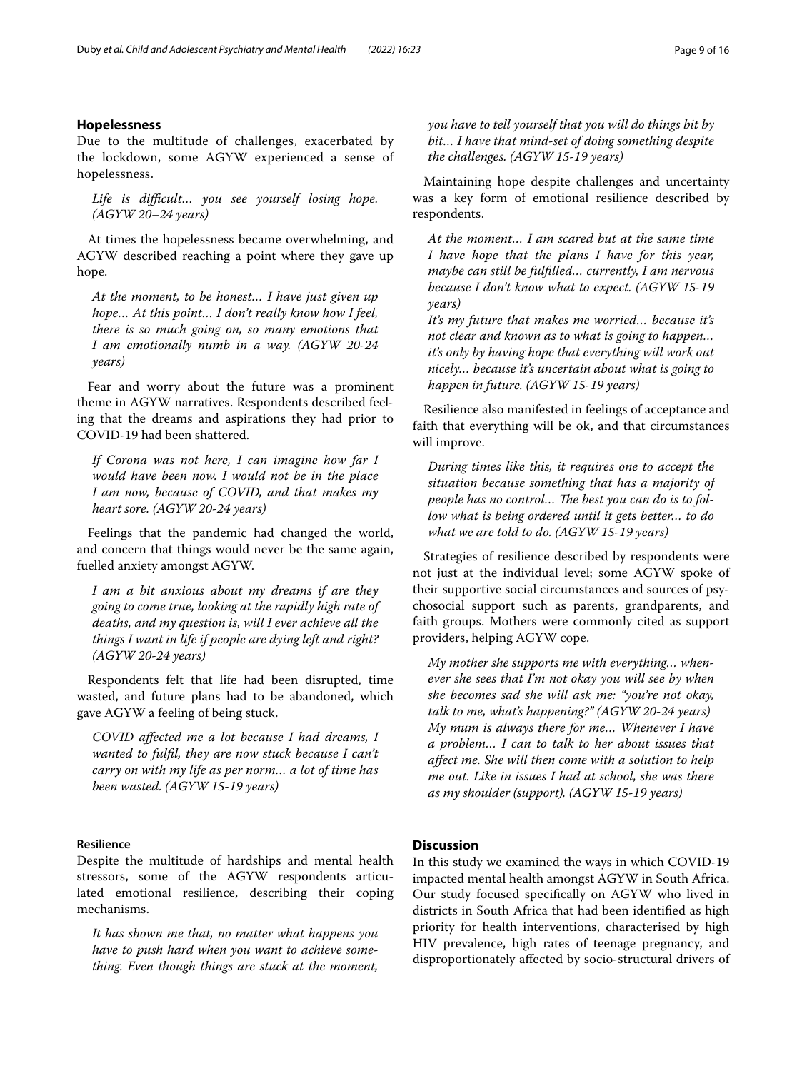## Hopelessness

Due to the multitude of challenges, exacerbated by the lockdown, some AGYW experienced a sense of hopelessness.

> *Life is difficult… you see yourself losing hope. (AGYW 20–24 years)*

At times the hopelessness became overwhelming, and AGYW described reaching a point where they gave up hope.

> *At the moment, to be honest… I have just given up hope… At this point… I don't really know how I feel, there is so much going on, so many emotions that I am emotionally numb in a way. (AGYW 20-24 years)*

Fear and worry about the future was a prominent theme in AGYW narratives. Respondents described feeling that the dreams and aspirations they had prior to COVID-19 had been shattered.

> *If Corona was not here, I can imagine how far I would have been now. I would not be in the place I am now, because of COVID, and that makes my heart sore. (AGYW 20-24 years)*

Feelings that the pandemic had changed the world, and concern that things would never be the same again, fuelled anxiety amongst AGYW.

> *I am a bit anxious about my dreams if are they going to come true, looking at the rapidly high rate of deaths, and my question is, will I ever achieve all the things I want in life if people are dying left and right? (AGYW 20-24 years)*

Respondents felt that life had been disrupted, time wasted, and future plans had to be abandoned, which gave AGYW a feeling of being stuck.

> *COVID affected me a lot because I had dreams, I wanted to fulfil, they are now stuck because I can't carry on with my life as per norm… a lot of time has been wasted. (AGYW 15-19 years)*

### Resilience

Despite the multitude of hardships and mental health stressors, some of the AGYW respondents articulated emotional resilience, describing their coping mechanisms.

> *It has shown me that, no matter what happens you have to push hard when you want to achieve something. Even though things are stuck at the moment, you have to tell yourself that you will do things bit by bit… I have that mind-set of doing something despite the challenges. (AGYW 15-19 years)*

Maintaining hope despite challenges and uncertainty was a key form of emotional resilience described by respondents.

> *At the moment… I am scared but at the same time I have hope that the plans I have for this year, maybe can still be fulfilled… currently, I am nervous because I don't know what to expect. (AGYW 15-19 years)*
>
> *It's my future that makes me worried… because it's not clear and known as to what is going to happen… it's only by having hope that everything will work out nicely… because it's uncertain about what is going to happen in future. (AGYW 15-19 years)*

Resilience also manifested in feelings of acceptance and faith that everything will be ok, and that circumstances will improve.

> *During times like this, it requires one to accept the situation because something that has a majority of people has no control… The best you can do is to follow what is being ordered until it gets better… to do what we are told to do. (AGYW 15-19 years)*

Strategies of resilience described by respondents were not just at the individual level; some AGYW spoke of their supportive social circumstances and sources of psychosocial support such as parents, grandparents, and faith groups. Mothers were commonly cited as support providers, helping AGYW cope.

> *My mother she supports me with everything… whenever she sees that I'm not okay you will see by when she becomes sad she will ask me: "you're not okay, talk to me, what's happening?" (AGYW 20-24 years)*
>
> *My mum is always there for me… Whenever I have a problem… I can to talk to her about issues that affect me. She will then come with a solution to help me out. Like in issues I had at school, she was there as my shoulder (support). (AGYW 15-19 years)*

## Discussion

In this study we examined the ways in which COVID-19 impacted mental health amongst AGYW in South Africa. Our study focused specifically on AGYW who lived in districts in South Africa that had been identified as high priority for health interventions, characterised by high HIV prevalence, high rates of teenage pregnancy, and disproportionately affected by socio-structural drivers of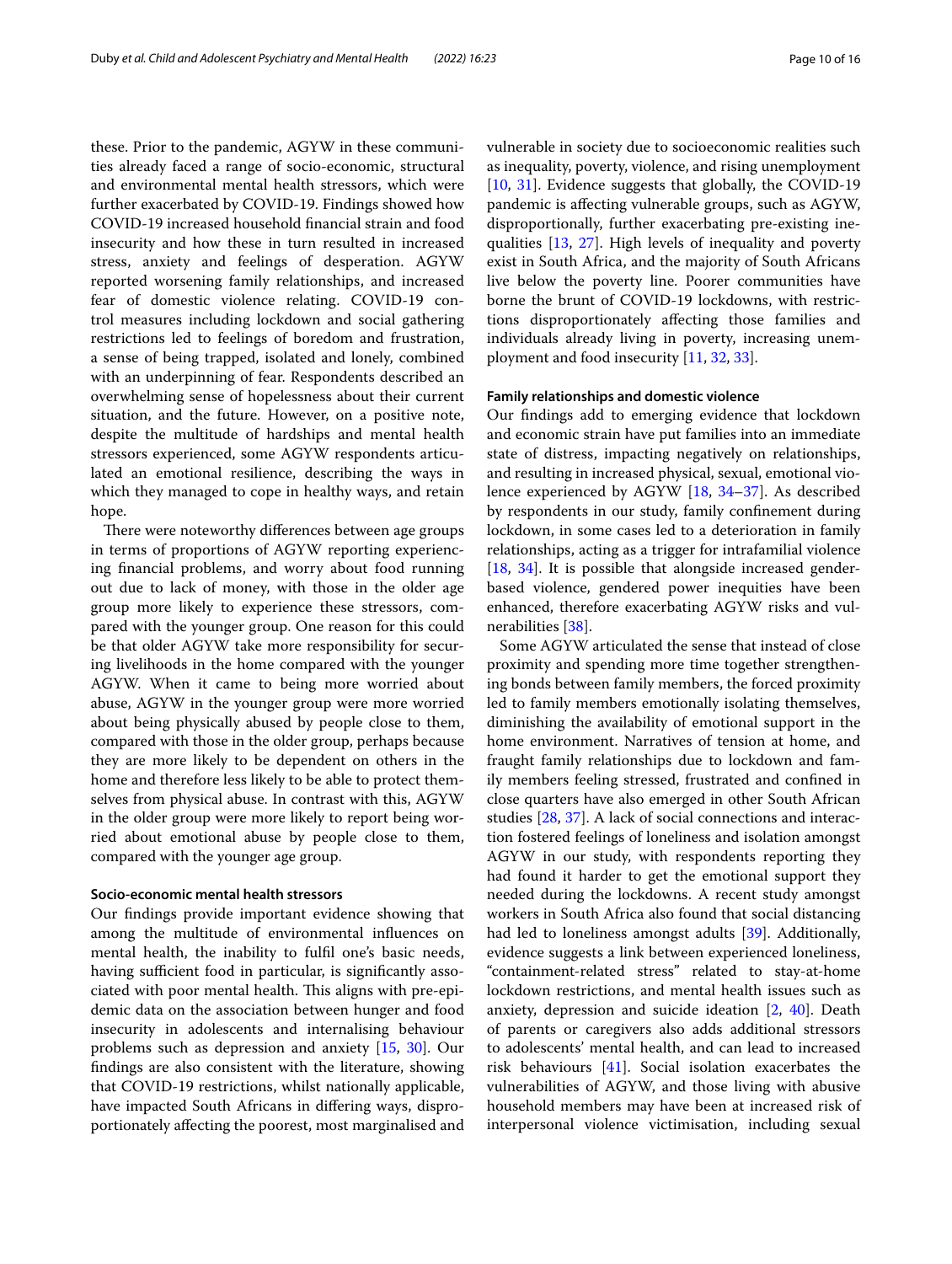these. Prior to the pandemic, AGYW in these communities already faced a range of socio-economic, structural and environmental mental health stressors, which were further exacerbated by COVID-19. Findings showed how COVID-19 increased household financial strain and food insecurity and how these in turn resulted in increased stress, anxiety and feelings of desperation. AGYW reported worsening family relationships, and increased fear of domestic violence relating. COVID-19 control measures including lockdown and social gathering restrictions led to feelings of boredom and frustration, a sense of being trapped, isolated and lonely, combined with an underpinning of fear. Respondents described an overwhelming sense of hopelessness about their current situation, and the future. However, on a positive note, despite the multitude of hardships and mental health stressors experienced, some AGYW respondents articulated an emotional resilience, describing the ways in which they managed to cope in healthy ways, and retain hope.

There were noteworthy differences between age groups in terms of proportions of AGYW reporting experiencing financial problems, and worry about food running out due to lack of money, with those in the older age group more likely to experience these stressors, compared with the younger group. One reason for this could be that older AGYW take more responsibility for securing livelihoods in the home compared with the younger AGYW. When it came to being more worried about abuse, AGYW in the younger group were more worried about being physically abused by people close to them, compared with those in the older group, perhaps because they are more likely to be dependent on others in the home and therefore less likely to be able to protect themselves from physical abuse. In contrast with this, AGYW in the older group were more likely to report being worried about emotional abuse by people close to them, compared with the younger age group.

#### Socio-economic mental health stressors

Our findings provide important evidence showing that among the multitude of environmental influences on mental health, the inability to fulfil one's basic needs, having sufficient food in particular, is significantly associated with poor mental health. This aligns with pre-epidemic data on the association between hunger and food insecurity in adolescents and internalising behaviour problems such as depression and anxiety [15, 30]. Our findings are also consistent with the literature, showing that COVID-19 restrictions, whilst nationally applicable, have impacted South Africans in differing ways, disproportionately affecting the poorest, most marginalised and vulnerable in society due to socioeconomic realities such as inequality, poverty, violence, and rising unemployment [10, 31]. Evidence suggests that globally, the COVID-19 pandemic is affecting vulnerable groups, such as AGYW, disproportionally, further exacerbating pre-existing inequalities [13, 27]. High levels of inequality and poverty exist in South Africa, and the majority of South Africans live below the poverty line. Poorer communities have borne the brunt of COVID-19 lockdowns, with restrictions disproportionately affecting those families and individuals already living in poverty, increasing unemployment and food insecurity [11, 32, 33].

#### Family relationships and domestic violence

Our findings add to emerging evidence that lockdown and economic strain have put families into an immediate state of distress, impacting negatively on relationships, and resulting in increased physical, sexual, emotional violence experienced by AGYW [18, 34–37]. As described by respondents in our study, family confinement during lockdown, in some cases led to a deterioration in family relationships, acting as a trigger for intrafamilial violence [18, 34]. It is possible that alongside increased gender-based violence, gendered power inequities have been enhanced, therefore exacerbating AGYW risks and vulnerabilities [38].

Some AGYW articulated the sense that instead of close proximity and spending more time together strengthening bonds between family members, the forced proximity led to family members emotionally isolating themselves, diminishing the availability of emotional support in the home environment. Narratives of tension at home, and fraught family relationships due to lockdown and family members feeling stressed, frustrated and confined in close quarters have also emerged in other South African studies [28, 37]. A lack of social connections and interaction fostered feelings of loneliness and isolation amongst AGYW in our study, with respondents reporting they had found it harder to get the emotional support they needed during the lockdowns. A recent study amongst workers in South Africa also found that social distancing had led to loneliness amongst adults [39]. Additionally, evidence suggests a link between experienced loneliness, "containment-related stress" related to stay-at-home lockdown restrictions, and mental health issues such as anxiety, depression and suicide ideation [2, 40]. Death of parents or caregivers also adds additional stressors to adolescents' mental health, and can lead to increased risk behaviours [41]. Social isolation exacerbates the vulnerabilities of AGYW, and those living with abusive household members may have been at increased risk of interpersonal violence victimisation, including sexual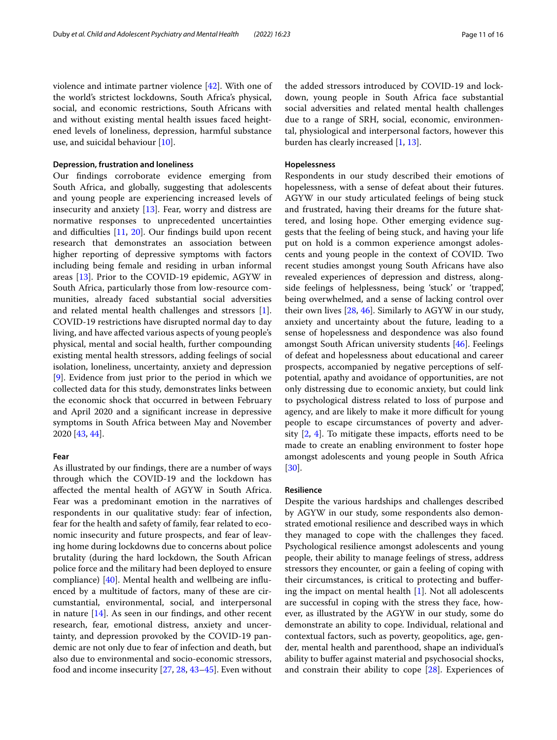violence and intimate partner violence [42]. With one of the world's strictest lockdowns, South Africa's physical, social, and economic restrictions, South Africans with and without existing mental health issues faced heightened levels of loneliness, depression, harmful substance use, and suicidal behaviour [10].

#### Depression, frustration and loneliness

Our findings corroborate evidence emerging from South Africa, and globally, suggesting that adolescents and young people are experiencing increased levels of insecurity and anxiety [13]. Fear, worry and distress are normative responses to unprecedented uncertainties and difficulties [11, 20]. Our findings build upon recent research that demonstrates an association between higher reporting of depressive symptoms with factors including being female and residing in urban informal areas [13]. Prior to the COVID-19 epidemic, AGYW in South Africa, particularly those from low-resource communities, already faced substantial social adversities and related mental health challenges and stressors [1]. COVID-19 restrictions have disrupted normal day to day living, and have affected various aspects of young people's physical, mental and social health, further compounding existing mental health stressors, adding feelings of social isolation, loneliness, uncertainty, anxiety and depression [9]. Evidence from just prior to the period in which we collected data for this study, demonstrates links between the economic shock that occurred in between February and April 2020 and a significant increase in depressive symptoms in South Africa between May and November 2020 [43, 44].

#### Fear

As illustrated by our findings, there are a number of ways through which the COVID-19 and the lockdown has affected the mental health of AGYW in South Africa. Fear was a predominant emotion in the narratives of respondents in our qualitative study: fear of infection, fear for the health and safety of family, fear related to economic insecurity and future prospects, and fear of leaving home during lockdowns due to concerns about police brutality (during the hard lockdown, the South African police force and the military had been deployed to ensure compliance) [40]. Mental health and wellbeing are influenced by a multitude of factors, many of these are circumstantial, environmental, social, and interpersonal in nature [14]. As seen in our findings, and other recent research, fear, emotional distress, anxiety and uncertainty, and depression provoked by the COVID-19 pandemic are not only due to fear of infection and death, but also due to environmental and socio-economic stressors, food and income insecurity [27, 28, 43–45]. Even without the added stressors introduced by COVID-19 and lockdown, young people in South Africa face substantial social adversities and related mental health challenges due to a range of SRH, social, economic, environmental, physiological and interpersonal factors, however this burden has clearly increased [1, 13].

#### Hopelessness

Respondents in our study described their emotions of hopelessness, with a sense of defeat about their futures. AGYW in our study articulated feelings of being stuck and frustrated, having their dreams for the future shattered, and losing hope. Other emerging evidence suggests that the feeling of being stuck, and having your life put on hold is a common experience amongst adolescents and young people in the context of COVID. Two recent studies amongst young South Africans have also revealed experiences of depression and distress, alongside feelings of helplessness, being 'stuck' or 'trapped', being overwhelmed, and a sense of lacking control over their own lives [28, 46]. Similarly to AGYW in our study, anxiety and uncertainty about the future, leading to a sense of hopelessness and despondence was also found amongst South African university students [46]. Feelings of defeat and hopelessness about educational and career prospects, accompanied by negative perceptions of self-potential, apathy and avoidance of opportunities, are not only distressing due to economic anxiety, but could link to psychological distress related to loss of purpose and agency, and are likely to make it more difficult for young people to escape circumstances of poverty and adversity [2, 4]. To mitigate these impacts, efforts need to be made to create an enabling environment to foster hope amongst adolescents and young people in South Africa [30].

#### Resilience

Despite the various hardships and challenges described by AGYW in our study, some respondents also demonstrated emotional resilience and described ways in which they managed to cope with the challenges they faced. Psychological resilience amongst adolescents and young people, their ability to manage feelings of stress, address stressors they encounter, or gain a feeling of coping with their circumstances, is critical to protecting and buffering the impact on mental health [1]. Not all adolescents are successful in coping with the stress they face, however, as illustrated by the AGYW in our study, some do demonstrate an ability to cope. Individual, relational and contextual factors, such as poverty, geopolitics, age, gender, mental health and parenthood, shape an individual's ability to buffer against material and psychosocial shocks, and constrain their ability to cope [28]. Experiences of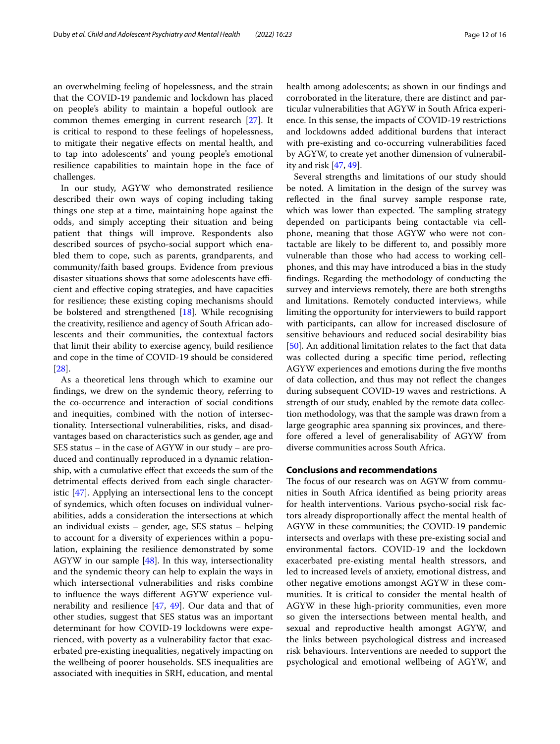an overwhelming feeling of hopelessness, and the strain that the COVID-19 pandemic and lockdown has placed on people's ability to maintain a hopeful outlook are common themes emerging in current research [27]. It is critical to respond to these feelings of hopelessness, to mitigate their negative effects on mental health, and to tap into adolescents' and young people's emotional resilience capabilities to maintain hope in the face of challenges.

In our study, AGYW who demonstrated resilience described their own ways of coping including taking things one step at a time, maintaining hope against the odds, and simply accepting their situation and being patient that things will improve. Respondents also described sources of psycho-social support which enabled them to cope, such as parents, grandparents, and community/faith based groups. Evidence from previous disaster situations shows that some adolescents have efficient and effective coping strategies, and have capacities for resilience; these existing coping mechanisms should be bolstered and strengthened [18]. While recognising the creativity, resilience and agency of South African adolescents and their communities, the contextual factors that limit their ability to exercise agency, build resilience and cope in the time of COVID-19 should be considered [28].

As a theoretical lens through which to examine our findings, we drew on the syndemic theory, referring to the co-occurrence and interaction of social conditions and inequities, combined with the notion of intersectionality. Intersectional vulnerabilities, risks, and disadvantages based on characteristics such as gender, age and SES status – in the case of AGYW in our study – are produced and continually reproduced in a dynamic relationship, with a cumulative effect that exceeds the sum of the detrimental effects derived from each single characteristic [47]. Applying an intersectional lens to the concept of syndemics, which often focuses on individual vulnerabilities, adds a consideration the intersections at which an individual exists – gender, age, SES status – helping to account for a diversity of experiences within a population, explaining the resilience demonstrated by some AGYW in our sample [48]. In this way, intersectionality and the syndemic theory can help to explain the ways in which intersectional vulnerabilities and risks combine to influence the ways different AGYW experience vulnerability and resilience [47, 49]. Our data and that of other studies, suggest that SES status was an important determinant for how COVID-19 lockdowns were experienced, with poverty as a vulnerability factor that exacerbated pre-existing inequalities, negatively impacting on the wellbeing of poorer households. SES inequalities are associated with inequities in SRH, education, and mental health among adolescents; as shown in our findings and corroborated in the literature, there are distinct and particular vulnerabilities that AGYW in South Africa experience. In this sense, the impacts of COVID-19 restrictions and lockdowns added additional burdens that interact with pre-existing and co-occurring vulnerabilities faced by AGYW, to create yet another dimension of vulnerability and risk [47, 49].

Several strengths and limitations of our study should be noted. A limitation in the design of the survey was reflected in the final survey sample response rate, which was lower than expected. The sampling strategy depended on participants being contactable via cellphone, meaning that those AGYW who were not contactable are likely to be different to, and possibly more vulnerable than those who had access to working cellphones, and this may have introduced a bias in the study findings. Regarding the methodology of conducting the survey and interviews remotely, there are both strengths and limitations. Remotely conducted interviews, while limiting the opportunity for interviewers to build rapport with participants, can allow for increased disclosure of sensitive behaviours and reduced social desirability bias [50]. An additional limitation relates to the fact that data was collected during a specific time period, reflecting AGYW experiences and emotions during the five months of data collection, and thus may not reflect the changes during subsequent COVID-19 waves and restrictions. A strength of our study, enabled by the remote data collection methodology, was that the sample was drawn from a large geographic area spanning six provinces, and therefore offered a level of generalisability of AGYW from diverse communities across South Africa.

## Conclusions and recommendations

The focus of our research was on AGYW from communities in South Africa identified as being priority areas for health interventions. Various psycho-social risk factors already disproportionally affect the mental health of AGYW in these communities; the COVID-19 pandemic intersects and overlaps with these pre-existing social and environmental factors. COVID-19 and the lockdown exacerbated pre-existing mental health stressors, and led to increased levels of anxiety, emotional distress, and other negative emotions amongst AGYW in these communities. It is critical to consider the mental health of AGYW in these high-priority communities, even more so given the intersections between mental health, and sexual and reproductive health amongst AGYW, and the links between psychological distress and increased risk behaviours. Interventions are needed to support the psychological and emotional wellbeing of AGYW, and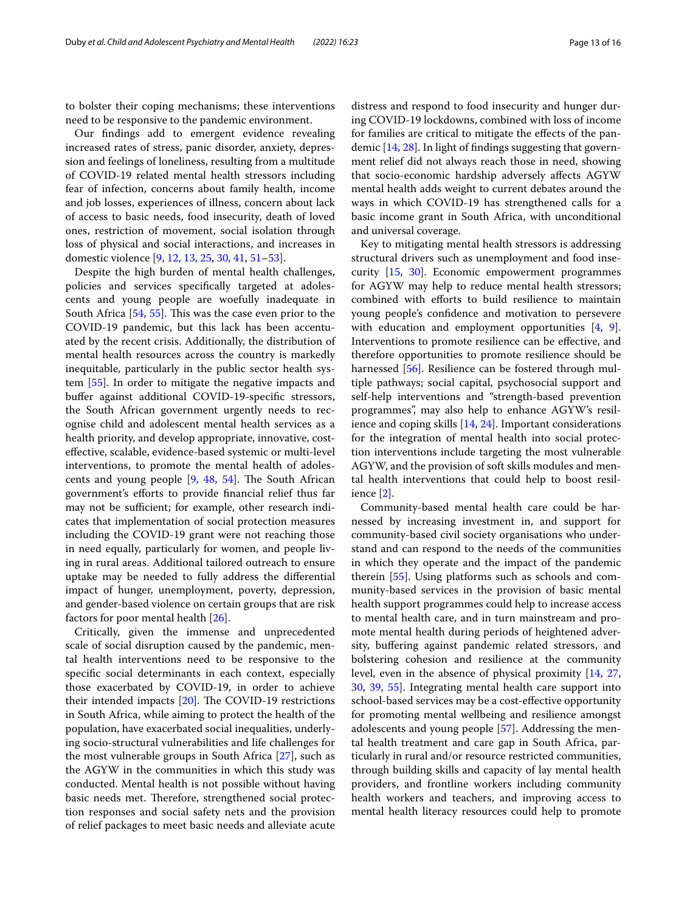to bolster their coping mechanisms; these interventions need to be responsive to the pandemic environment.

Our findings add to emergent evidence revealing increased rates of stress, panic disorder, anxiety, depression and feelings of loneliness, resulting from a multitude of COVID-19 related mental health stressors including fear of infection, concerns about family health, income and job losses, experiences of illness, concern about lack of access to basic needs, food insecurity, death of loved ones, restriction of movement, social isolation through loss of physical and social interactions, and increases in domestic violence [9, 12, 13, 25, 30, 41, 51–53].

Despite the high burden of mental health challenges, policies and services specifically targeted at adolescents and young people are woefully inadequate in South Africa [54, 55]. This was the case even prior to the COVID-19 pandemic, but this lack has been accentuated by the recent crisis. Additionally, the distribution of mental health resources across the country is markedly inequitable, particularly in the public sector health system [55]. In order to mitigate the negative impacts and buffer against additional COVID-19-specific stressors, the South African government urgently needs to recognise child and adolescent mental health services as a health priority, and develop appropriate, innovative, cost-effective, scalable, evidence-based systemic or multi-level interventions, to promote the mental health of adolescents and young people [9, 48, 54]. The South African government's efforts to provide financial relief thus far may not be sufficient; for example, other research indicates that implementation of social protection measures including the COVID-19 grant were not reaching those in need equally, particularly for women, and people living in rural areas. Additional tailored outreach to ensure uptake may be needed to fully address the differential impact of hunger, unemployment, poverty, depression, and gender-based violence on certain groups that are risk factors for poor mental health [26].

Critically, given the immense and unprecedented scale of social disruption caused by the pandemic, mental health interventions need to be responsive to the specific social determinants in each context, especially those exacerbated by COVID-19, in order to achieve their intended impacts [20]. The COVID-19 restrictions in South Africa, while aiming to protect the health of the population, have exacerbated social inequalities, underlying socio-structural vulnerabilities and life challenges for the most vulnerable groups in South Africa [27], such as the AGYW in the communities in which this study was conducted. Mental health is not possible without having basic needs met. Therefore, strengthened social protection responses and social safety nets and the provision of relief packages to meet basic needs and alleviate acute distress and respond to food insecurity and hunger during COVID-19 lockdowns, combined with loss of income for families are critical to mitigate the effects of the pandemic [14, 28]. In light of findings suggesting that government relief did not always reach those in need, showing that socio-economic hardship adversely affects AGYW mental health adds weight to current debates around the ways in which COVID-19 has strengthened calls for a basic income grant in South Africa, with unconditional and universal coverage.

Key to mitigating mental health stressors is addressing structural drivers such as unemployment and food insecurity [15, 30]. Economic empowerment programmes for AGYW may help to reduce mental health stressors; combined with efforts to build resilience to maintain young people's confidence and motivation to persevere with education and employment opportunities [4, 9]. Interventions to promote resilience can be effective, and therefore opportunities to promote resilience should be harnessed [56]. Resilience can be fostered through multiple pathways; social capital, psychosocial support and self-help interventions and "strength-based prevention programmes", may also help to enhance AGYW's resilience and coping skills [14, 24]. Important considerations for the integration of mental health into social protection interventions include targeting the most vulnerable AGYW, and the provision of soft skills modules and mental health interventions that could help to boost resilience [2].

Community-based mental health care could be harnessed by increasing investment in, and support for community-based civil society organisations who understand and can respond to the needs of the communities in which they operate and the impact of the pandemic therein [55]. Using platforms such as schools and community-based services in the provision of basic mental health support programmes could help to increase access to mental health care, and in turn mainstream and promote mental health during periods of heightened adversity, buffering against pandemic related stressors, and bolstering cohesion and resilience at the community level, even in the absence of physical proximity [14, 27, 30, 39, 55]. Integrating mental health care support into school-based services may be a cost-effective opportunity for promoting mental wellbeing and resilience amongst adolescents and young people [57]. Addressing the mental health treatment and care gap in South Africa, particularly in rural and/or resource restricted communities, through building skills and capacity of lay mental health providers, and frontline workers including community health workers and teachers, and improving access to mental health literacy resources could help to promote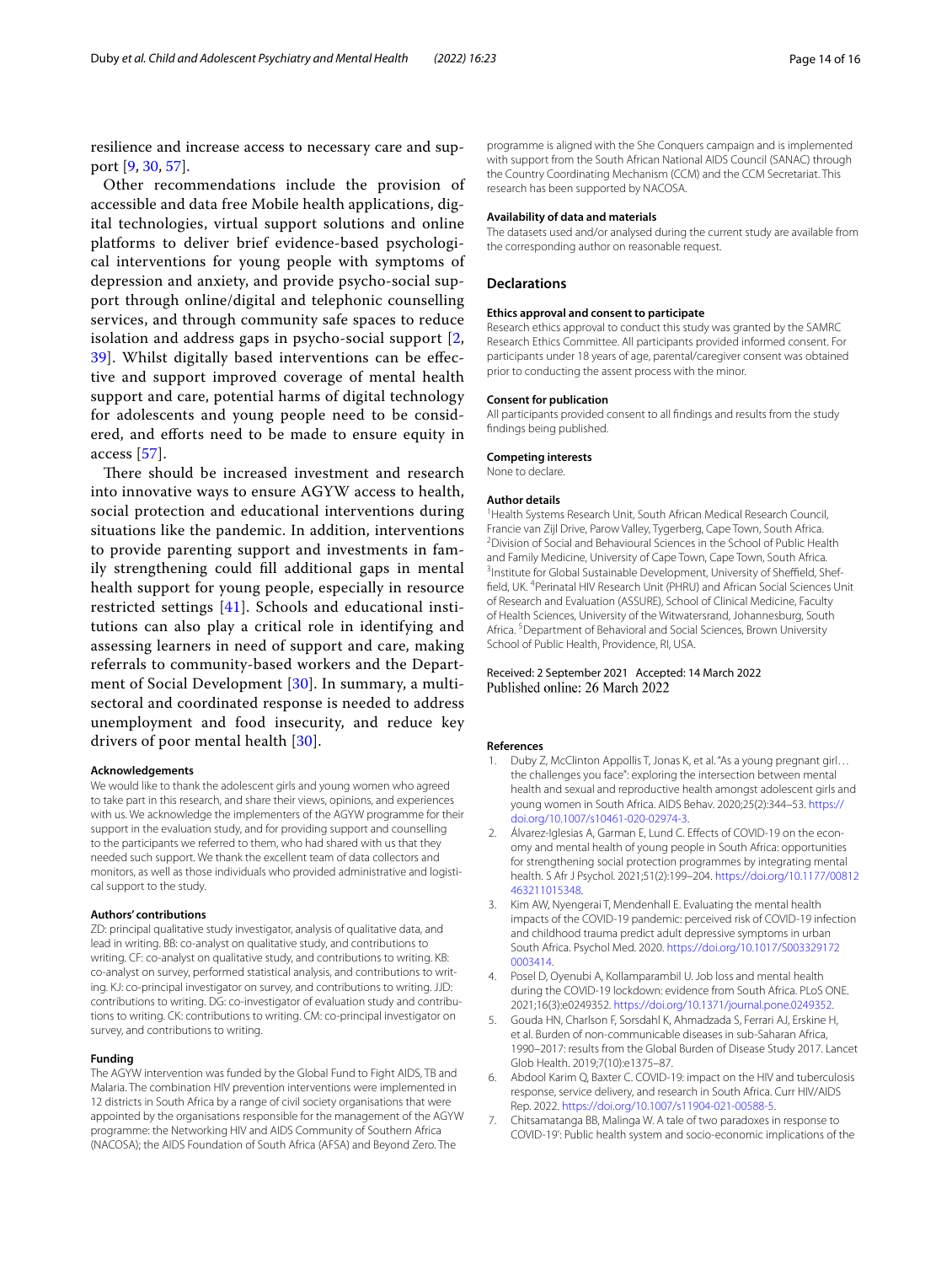resilience and increase access to necessary care and support [9, 30, 57].

Other recommendations include the provision of accessible and data free Mobile health applications, digital technologies, virtual support solutions and online platforms to deliver brief evidence-based psychological interventions for young people with symptoms of depression and anxiety, and provide psycho-social support through online/digital and telephonic counselling services, and through community safe spaces to reduce isolation and address gaps in psycho-social support [2, 39]. Whilst digitally based interventions can be effective and support improved coverage of mental health support and care, potential harms of digital technology for adolescents and young people need to be considered, and efforts need to be made to ensure equity in access [57].

There should be increased investment and research into innovative ways to ensure AGYW access to health, social protection and educational interventions during situations like the pandemic. In addition, interventions to provide parenting support and investments in family strengthening could fill additional gaps in mental health support for young people, especially in resource restricted settings [41]. Schools and educational institutions can also play a critical role in identifying and assessing learners in need of support and care, making referrals to community-based workers and the Department of Social Development [30]. In summary, a multi-sectoral and coordinated response is needed to address unemployment and food insecurity, and reduce key drivers of poor mental health [30].

#### Acknowledgements

We would like to thank the adolescent girls and young women who agreed to take part in this research, and share their views, opinions, and experiences with us. We acknowledge the implementers of the AGYW programme for their support in the evaluation study, and for providing support and counselling to the participants we referred to them, who had shared with us that they needed such support. We thank the excellent team of data collectors and monitors, as well as those individuals who provided administrative and logistical support to the study.

#### Authors' contributions

ZD: principal qualitative study investigator, analysis of qualitative data, and lead in writing. BB: co-analyst on qualitative study, and contributions to writing. CF: co-analyst on qualitative study, and contributions to writing. KB: co-analyst on survey, performed statistical analysis, and contributions to writing. KJ: co-principal investigator on survey, and contributions to writing. JJD: contributions to writing. DG: co-investigator of evaluation study and contributions to writing. CK: contributions to writing. CM: co-principal investigator on survey, and contributions to writing.

#### Funding

The AGYW intervention was funded by the Global Fund to Fight AIDS, TB and Malaria. The combination HIV prevention interventions were implemented in 12 districts in South Africa by a range of civil society organisations that were appointed by the organisations responsible for the management of the AGYW programme: the Networking HIV and AIDS Community of Southern Africa (NACOSA); the AIDS Foundation of South Africa (AFSA) and Beyond Zero. The programme is aligned with the She Conquers campaign and is implemented with support from the South African National AIDS Council (SANAC) through the Country Coordinating Mechanism (CCM) and the CCM Secretariat. This research has been supported by NACOSA.

#### Availability of data and materials

The datasets used and/or analysed during the current study are available from the corresponding author on reasonable request.

## Declarations

#### Ethics approval and consent to participate

Research ethics approval to conduct this study was granted by the SAMRC Research Ethics Committee. All participants provided informed consent. For participants under 18 years of age, parental/caregiver consent was obtained prior to conducting the assent process with the minor.

#### Consent for publication

All participants provided consent to all findings and results from the study findings being published.

#### Competing interests

None to declare.

#### Author details

[1]Health Systems Research Unit, South African Medical Research Council, Francie van Zijl Drive, Parow Valley, Tygerberg, Cape Town, South Africa. [2]Division of Social and Behavioural Sciences in the School of Public Health and Family Medicine, University of Cape Town, Cape Town, South Africa. [3]Institute for Global Sustainable Development, University of Sheffield, Sheffield, UK. [4]Perinatal HIV Research Unit (PHRU) and African Social Sciences Unit of Research and Evaluation (ASSURE), School of Clinical Medicine, Faculty of Health Sciences, University of the Witwatersrand, Johannesburg, South Africa. [5]Department of Behavioral and Social Sciences, Brown University School of Public Health, Providence, RI, USA.

Received: 2 September 2021 Accepted: 14 March 2022
Published online: 26 March 2022

#### References

1. Duby Z, McClinton Appollis T, Jonas K, et al. "As a young pregnant girl… the challenges you face": exploring the intersection between mental health and sexual and reproductive health amongst adolescent girls and young women in South Africa. AIDS Behav. 2020;25(2):344–53. https://doi.org/10.1007/s10461-020-02974-3.
2. Álvarez-Iglesias A, Garman E, Lund C. Effects of COVID-19 on the economy and mental health of young people in South Africa: opportunities for strengthening social protection programmes by integrating mental health. S Afr J Psychol. 2021;51(2):199–204. https://doi.org/10.1177/00812463211015348.
3. Kim AW, Nyengerai T, Mendenhall E. Evaluating the mental health impacts of the COVID-19 pandemic: perceived risk of COVID-19 infection and childhood trauma predict adult depressive symptoms in urban South Africa. Psychol Med. 2020. https://doi.org/10.1017/S0033291720003414.
4. Posel D, Oyenubi A, Kollamparambil U. Job loss and mental health during the COVID-19 lockdown: evidence from South Africa. PLoS ONE. 2021;16(3):e0249352. https://doi.org/10.1371/journal.pone.0249352.
5. Gouda HN, Charlson F, Sorsdahl K, Ahmadzada S, Ferrari AJ, Erskine H, et al. Burden of non-communicable diseases in sub-Saharan Africa, 1990–2017: results from the Global Burden of Disease Study 2017. Lancet Glob Health. 2019;7(10):e1375–87.
6. Abdool Karim Q, Baxter C. COVID-19: impact on the HIV and tuberculosis response, service delivery, and research in South Africa. Curr HIV/AIDS Rep. 2022. https://doi.org/10.1007/s11904-021-00588-5.
7. Chitsamatanga BB, Malinga W. A tale of two paradoxes in response to COVID-19': Public health system and socio-economic implications of the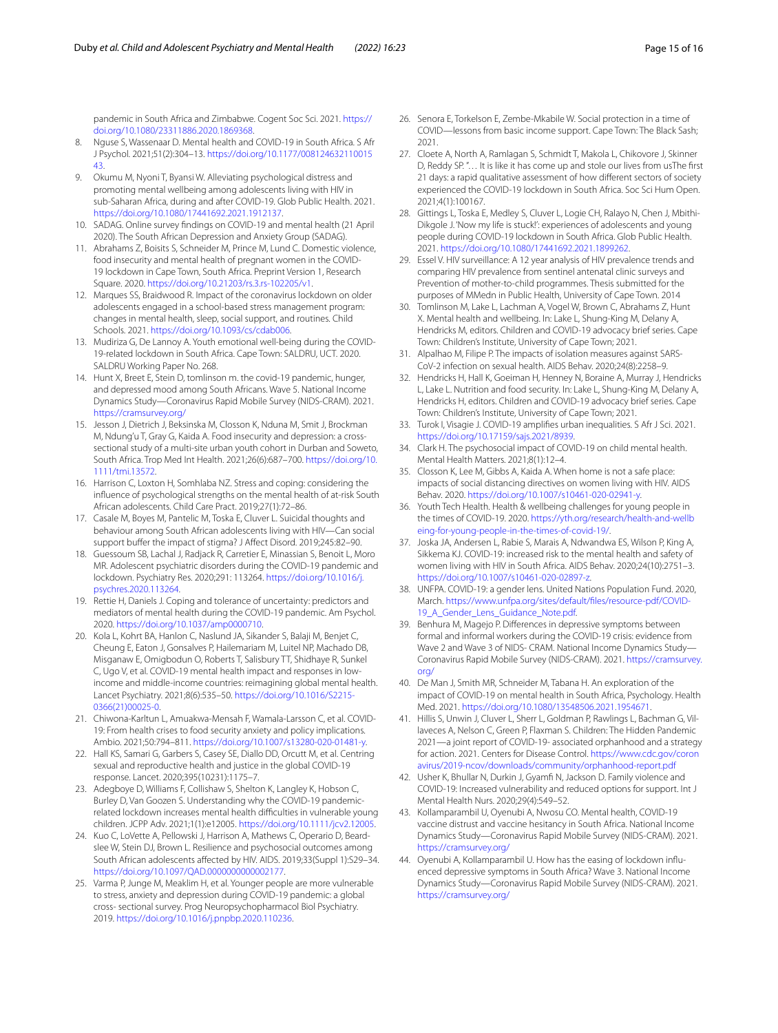pandemic in South Africa and Zimbabwe. Cogent Soc Sci. 2021. https://doi.org/10.1080/23311886.2020.1869368.

8. Nguse S, Wassenaar D. Mental health and COVID-19 in South Africa. S Afr J Psychol. 2021;51(2):304–13. https://doi.org/10.1177/00812463211001543.
9. Okumu M, Nyoni T, Byansi W. Alleviating psychological distress and promoting mental wellbeing among adolescents living with HIV in sub-Saharan Africa, during and after COVID-19. Glob Public Health. 2021. https://doi.org/10.1080/17441692.2021.1912137.
10. SADAG. Online survey findings on COVID-19 and mental health (21 April 2020). The South African Depression and Anxiety Group (SADAG).
11. Abrahams Z, Boisits S, Schneider M, Prince M, Lund C. Domestic violence, food insecurity and mental health of pregnant women in the COVID-19 lockdown in Cape Town, South Africa. Preprint Version 1, Research Square. 2020. https://doi.org/10.21203/rs.3.rs-102205/v1.
12. Marques SS, Braidwood R. Impact of the coronavirus lockdown on older adolescents engaged in a school-based stress management program: changes in mental health, sleep, social support, and routines. Child Schools. 2021. https://doi.org/10.1093/cs/cdab006.
13. Mudiriza G, De Lannoy A. Youth emotional well-being during the COVID-19-related lockdown in South Africa. Cape Town: SALDRU, UCT. 2020. SALDRU Working Paper No. 268.
14. Hunt X, Breet E, Stein D, tomlinson m. the covid-19 pandemic, hunger, and depressed mood among South Africans. Wave 5. National Income Dynamics Study—Coronavirus Rapid Mobile Survey (NIDS-CRAM). 2021. https://cramsurvey.org/
15. Jesson J, Dietrich J, Beksinska M, Closson K, Nduna M, Smit J, Brockman M, Ndung'u T, Gray G, Kaida A. Food insecurity and depression: a cross-sectional study of a multi-site urban youth cohort in Durban and Soweto, South Africa. Trop Med Int Health. 2021;26(6):687–700. https://doi.org/10.1111/tmi.13572.
16. Harrison C, Loxton H, Somhlaba NZ. Stress and coping: considering the influence of psychological strengths on the mental health of at-risk South African adolescents. Child Care Pract. 2019;27(1):72–86.
17. Casale M, Boyes M, Pantelic M, Toska E, Cluver L. Suicidal thoughts and behaviour among South African adolescents living with HIV—Can social support buffer the impact of stigma? J Affect Disord. 2019;245:82–90.
18. Guessoum SB, Lachal J, Radjack R, Carretier E, Minassian S, Benoit L, Moro MR. Adolescent psychiatric disorders during the COVID-19 pandemic and lockdown. Psychiatry Res. 2020;291: 113264. https://doi.org/10.1016/j.psychres.2020.113264.
19. Rettie H, Daniels J. Coping and tolerance of uncertainty: predictors and mediators of mental health during the COVID-19 pandemic. Am Psychol. 2020. https://doi.org/10.1037/amp0000710.
20. Kola L, Kohrt BA, Hanlon C, Naslund JA, Sikander S, Balaji M, Benjet C, Cheung E, Eaton J, Gonsalves P, Hailemariam M, Luitel NP, Machado DB, Misganaw E, Omigbodun O, Roberts T, Salisbury TT, Shidhaye R, Sunkel C, Ugo V, et al. COVID-19 mental health impact and responses in low-income and middle-income countries: reimagining global mental health. Lancet Psychiatry. 2021;8(6):535–50. https://doi.org/10.1016/S2215-0366(21)00025-0.
21. Chiwona-Karltun L, Amuakwa-Mensah F, Wamala-Larsson C, et al. COVID-19: From health crises to food security anxiety and policy implications. Ambio. 2021;50:794–811. https://doi.org/10.1007/s13280-020-01481-y.
22. Hall KS, Samari G, Garbers S, Casey SE, Diallo DD, Orcutt M, et al. Centring sexual and reproductive health and justice in the global COVID-19 response. Lancet. 2020;395(10231):1175–7.
23. Adegboye D, Williams F, Collishaw S, Shelton K, Langley K, Hobson C, Burley D, Van Goozen S. Understanding why the COVID-19 pandemic-related lockdown increases mental health difficulties in vulnerable young children. JCPP Adv. 2021;1(1):e12005. https://doi.org/10.1111/jcv2.12005.
24. Kuo C, LoVette A, Pellowski J, Harrison A, Mathews C, Operario D, Beardslee W, Stein DJ, Brown L. Resilience and psychosocial outcomes among South African adolescents affected by HIV. AIDS. 2019;33(Suppl 1):S29–34. https://doi.org/10.1097/QAD.0000000000002177.
25. Varma P, Junge M, Meaklim H, et al. Younger people are more vulnerable to stress, anxiety and depression during COVID-19 pandemic: a global cross- sectional survey. Prog Neuropsychopharmacol Biol Psychiatry. 2019. https://doi.org/10.1016/j.pnpbp.2020.110236.
26. Senora E, Torkelson E, Zembe-Mkabile W. Social protection in a time of COVID—lessons from basic income support. Cape Town: The Black Sash; 2021.
27. Cloete A, North A, Ramlagan S, Schmidt T, Makola L, Chikovore J, Skinner D, Reddy SP. "… It is like it has come up and stole our lives from usThe first 21 days: a rapid qualitative assessment of how different sectors of society experienced the COVID-19 lockdown in South Africa. Soc Sci Hum Open. 2021;4(1):100167.
28. Gittings L, Toska E, Medley S, Cluver L, Logie CH, Ralayo N, Chen J, Mbithi-Dikgole J. 'Now my life is stuck!': experiences of adolescents and young people during COVID-19 lockdown in South Africa. Glob Public Health. 2021. https://doi.org/10.1080/17441692.2021.1899262.
29. Essel V. HIV surveillance: A 12 year analysis of HIV prevalence trends and comparing HIV prevalence from sentinel antenatal clinic surveys and Prevention of mother-to-child programmes. Thesis submitted for the purposes of MMedn in Public Health, University of Cape Town. 2014
30. Tomlinson M, Lake L, Lachman A, Vogel W, Brown C, Abrahams Z, Hunt X. Mental health and wellbeing. In: Lake L, Shung-King M, Delany A, Hendricks M, editors. Children and COVID-19 advocacy brief series. Cape Town: Children's Institute, University of Cape Town; 2021.
31. Alpalhao M, Filipe P. The impacts of isolation measures against SARS-CoV-2 infection on sexual health. AIDS Behav. 2020;24(8):2258–9.
32. Hendricks H, Hall K, Goeiman H, Henney N, Boraine A, Murray J, Hendricks L, Lake L. Nutrition and food security. In: Lake L, Shung-King M, Delany A, Hendricks H, editors. Children and COVID-19 advocacy brief series. Cape Town: Children's Institute, University of Cape Town; 2021.
33. Turok I, Visagie J. COVID-19 amplifies urban inequalities. S Afr J Sci. 2021. https://doi.org/10.17159/sajs.2021/8939.
34. Clark H. The psychosocial impact of COVID-19 on child mental health. Mental Health Matters. 2021;8(1):12–4.
35. Closson K, Lee M, Gibbs A, Kaida A. When home is not a safe place: impacts of social distancing directives on women living with HIV. AIDS Behav. 2020. https://doi.org/10.1007/s10461-020-02941-y.
36. Youth Tech Health. Health & wellbeing challenges for young people in the times of COVID-19. 2020. https://yth.org/research/health-and-wellbeing-for-young-people-in-the-times-of-covid-19/.
37. Joska JA, Andersen L, Rabie S, Marais A, Ndwandwa ES, Wilson P, King A, Sikkema KJ. COVID-19: increased risk to the mental health and safety of women living with HIV in South Africa. AIDS Behav. 2020;24(10):2751–3. https://doi.org/10.1007/s10461-020-02897-z.
38. UNFPA. COVID-19: a gender lens. United Nations Population Fund. 2020, March. https://www.unfpa.org/sites/default/files/resource-pdf/COVID-19_A_Gender_Lens_Guidance_Note.pdf.
39. Benhura M, Magejo P. Differences in depressive symptoms between formal and informal workers during the COVID-19 crisis: evidence from Wave 2 and Wave 3 of NIDS- CRAM. National Income Dynamics Study—Coronavirus Rapid Mobile Survey (NIDS-CRAM). 2021. https://cramsurvey.org/
40. De Man J, Smith MR, Schneider M, Tabana H. An exploration of the impact of COVID-19 on mental health in South Africa, Psychology. Health Med. 2021. https://doi.org/10.1080/13548506.2021.1954671.
41. Hillis S, Unwin J, Cluver L, Sherr L, Goldman P, Rawlings L, Bachman G, Villaveces A, Nelson C, Green P, Flaxman S. Children: The Hidden Pandemic 2021—a joint report of COVID-19- associated orphanhood and a strategy for action. 2021. Centers for Disease Control. https://www.cdc.gov/coronavirus/2019-ncov/downloads/community/orphanhood-report.pdf
42. Usher K, Bhullar N, Durkin J, Gyamfi N, Jackson D. Family violence and COVID-19: Increased vulnerability and reduced options for support. Int J Mental Health Nurs. 2020;29(4):549–52.
43. Kollamparambil U, Oyenubi A, Nwosu CO. Mental health, COVID-19 vaccine distrust and vaccine hesitancy in South Africa. National Income Dynamics Study—Coronavirus Rapid Mobile Survey (NIDS-CRAM). 2021. https://cramsurvey.org/
44. Oyenubi A, Kollamparambil U. How has the easing of lockdown influenced depressive symptoms in South Africa? Wave 3. National Income Dynamics Study—Coronavirus Rapid Mobile Survey (NIDS-CRAM). 2021. https://cramsurvey.org/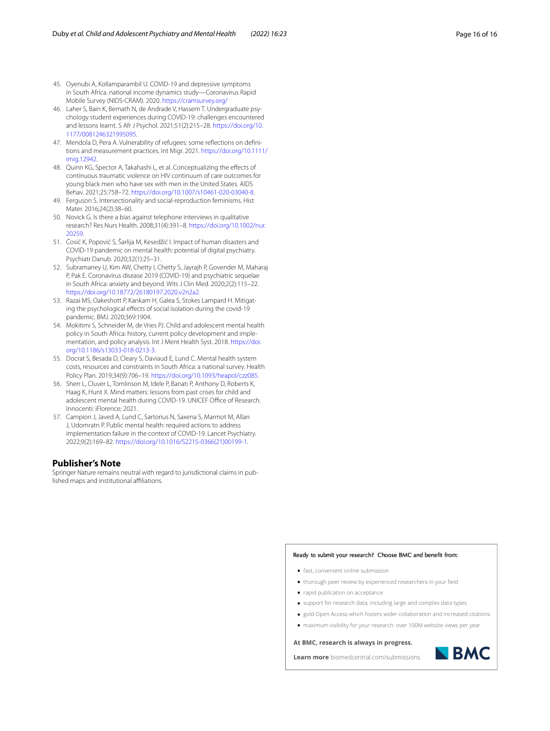45. Oyenubi A, Kollamparambil U. COVID-19 and depressive symptoms in South Africa. national income dynamics study—Coronavirus Rapid Mobile Survey (NIDS-CRAM). 2020. https://cramsurvey.org/
46. Laher S, Bain K, Bemath N, de Andrade V, Hassem T. Undergraduate psychology student experiences during COVID-19: challenges encountered and lessons learnt. S Afr J Psychol. 2021;51(2):215–28. https://doi.org/10.1177/0081246321995095.
47. Mendola D, Pera A. Vulnerability of refugees: some reflections on definitions and measurement practices. Int Migr. 2021. https://doi.org/10.1111/imig.12942.
48. Quinn KG, Spector A, Takahashi L, et al. Conceptualizing the effects of continuous traumatic violence on HIV continuum of care outcomes for young black men who have sex with men in the United States. AIDS Behav. 2021;25:758–72. https://doi.org/10.1007/s10461-020-03040-8.
49. Ferguson S. Intersectionality and social-reproduction feminisms. Hist Mater. 2016;24(2):38–60.
50. Novick G. Is there a bias against telephone interviews in qualitative research? Res Nurs Health. 2008;31(4):391–8. https://doi.org/10.1002/nur.20259.
51. Ćosić K, Popović S, Šarlija M, Kesedžić I. Impact of human disasters and COVID-19 pandemic on mental health: potential of digital psychiatry. Psychiatr Danub. 2020;32(1):25–31.
52. Subramaney U, Kim AW, Chetty I, Chetty S, Jayrajh P, Govender M, Maharaj P, Pak E. Coronavirus disease 2019 (COVID-19) and psychiatric sequelae in South Africa: anxiety and beyond. Wits J Clin Med. 2020;2(2):115–22. https://doi.org/10.18772/26180197.2020.v2n2a2.
53. Razai MS, Oakeshott P, Kankam H, Galea S, Stokes Lampard H. Mitigating the psychological effects of social isolation during the covid-19 pandemic. BMJ. 2020;369:1904.
54. Mokitimi S, Schneider M, de Vries PJ. Child and adolescent mental health policy in South Africa: history, current policy development and implementation, and policy analysis. Int J Ment Health Syst. 2018. https://doi.org/10.1186/s13033-018-0213-3.
55. Docrat S, Besada D, Cleary S, Daviaud E, Lund C. Mental health system costs, resources and constraints in South Africa: a national survey. Health Policy Plan. 2019;34(9):706–19. https://doi.org/10.1093/heapol/czz085.
56. Sherr L, Cluver L, Tomlinson M, Idele P, Banati P, Anthony D, Roberts K, Haag K, Hunt X. Mind matters: lessons from past crises for child and adolescent mental health during COVID-19. UNICEF Office of Research. Innocenti: iFlorence; 2021.
57. Campion J, Javed A, Lund C, Sartorius N, Saxena S, Marmot M, Allan J, Udomratn P. Public mental health: required actions to address implementation failure in the context of COVID-19. Lancet Psychiatry. 2022;9(2):169–82. https://doi.org/10.1016/S2215-0366(21)00199-1.

## Publisher's Note

Springer Nature remains neutral with regard to jurisdictional claims in published maps and institutional affiliations.

Ready to submit your research? Choose BMC and benefit from:

- fast, convenient online submission
- thorough peer review by experienced researchers in your field
- rapid publication on acceptance
- support for research data, including large and complex data types
- gold Open Access which fosters wider collaboration and increased citations
- maximum visibility for your research: over 100M website views per year

**At BMC, research is always in progress.**

**Learn more** biomedcentral.com/submissions

BMC